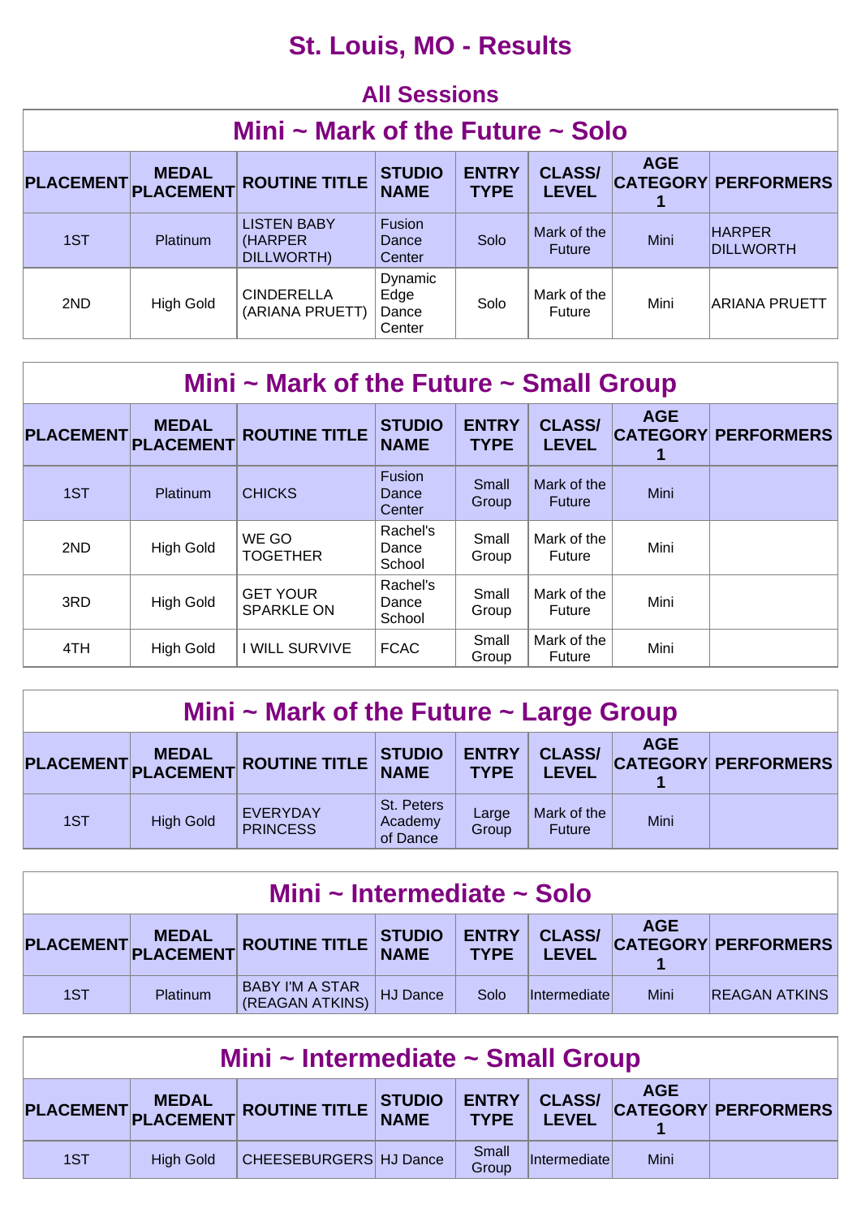# St. Louis, MO - Results

## All Sessions

### Mini ~ Mark of the Future ~ Solo

| PLACEMENT | MEDAL PLACEMENT | ROUTINE TITLE | STUDIO NAME | ENTRY TYPE | CLASS/ LEVEL | AGE CATEGORY 1 | PERFORMERS |
|---|---|---|---|---|---|---|---|
| 1ST | Platinum | LISTEN BABY (HARPER DILLWORTH) | Fusion Dance Center | Solo | Mark of the Future | Mini | HARPER DILLWORTH |
| 2ND | High Gold | CINDERELLA (ARIANA PRUETT) | Dynamic Edge Dance Center | Solo | Mark of the Future | Mini | ARIANA PRUETT |

### Mini ~ Mark of the Future ~ Small Group

| PLACEMENT | MEDAL PLACEMENT | ROUTINE TITLE | STUDIO NAME | ENTRY TYPE | CLASS/ LEVEL | AGE CATEGORY 1 | PERFORMERS |
|---|---|---|---|---|---|---|---|
| 1ST | Platinum | CHICKS | Fusion Dance Center | Small Group | Mark of the Future | Mini | |
| 2ND | High Gold | WE GO TOGETHER | Rachel's Dance School | Small Group | Mark of the Future | Mini | |
| 3RD | High Gold | GET YOUR SPARKLE ON | Rachel's Dance School | Small Group | Mark of the Future | Mini | |
| 4TH | High Gold | I WILL SURVIVE | FCAC | Small Group | Mark of the Future | Mini | |

### Mini ~ Mark of the Future ~ Large Group

| PLACEMENT | MEDAL PLACEMENT | ROUTINE TITLE | STUDIO NAME | ENTRY TYPE | CLASS/ LEVEL | AGE CATEGORY 1 | PERFORMERS |
|---|---|---|---|---|---|---|---|
| 1ST | High Gold | EVERYDAY PRINCESS | St. Peters Academy of Dance | Large Group | Mark of the Future | Mini | |

### Mini ~ Intermediate ~ Solo

| PLACEMENT | MEDAL PLACEMENT | ROUTINE TITLE | STUDIO NAME | ENTRY TYPE | CLASS/ LEVEL | AGE CATEGORY 1 | PERFORMERS |
|---|---|---|---|---|---|---|---|
| 1ST | Platinum | BABY I'M A STAR (REAGAN ATKINS) | HJ Dance | Solo | Intermediate | Mini | REAGAN ATKINS |

### Mini ~ Intermediate ~ Small Group

| PLACEMENT | MEDAL PLACEMENT | ROUTINE TITLE | STUDIO NAME | ENTRY TYPE | CLASS/ LEVEL | AGE CATEGORY 1 | PERFORMERS |
|---|---|---|---|---|---|---|---|
| 1ST | High Gold | CHEESEBURGERS | HJ Dance | Small Group | Intermediate | Mini | |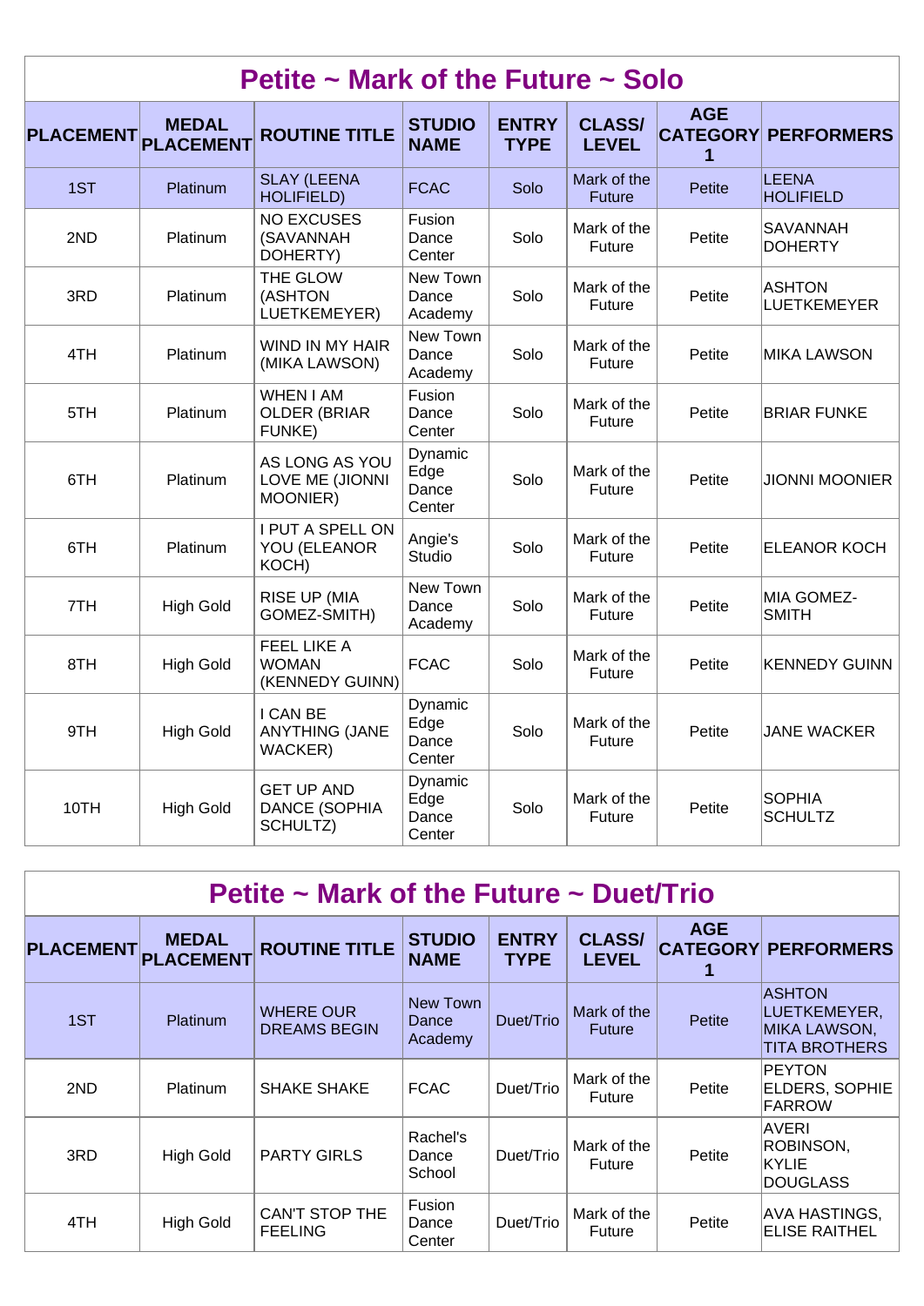## Petite ~ Mark of the Future ~ Solo

| PLACEMENT | MEDAL PLACEMENT | ROUTINE TITLE | STUDIO NAME | ENTRY TYPE | CLASS/ LEVEL | AGE CATEGORY 1 | PERFORMERS |
|---|---|---|---|---|---|---|---|
| 1ST | Platinum | SLAY (LEENA HOLIFIELD) | FCAC | Solo | Mark of the Future | Petite | LEENA HOLIFIELD |
| 2ND | Platinum | NO EXCUSES (SAVANNAH DOHERTY) | Fusion Dance Center | Solo | Mark of the Future | Petite | SAVANNAH DOHERTY |
| 3RD | Platinum | THE GLOW (ASHTON LUETKEMEYER) | New Town Dance Academy | Solo | Mark of the Future | Petite | ASHTON LUETKEMEYER |
| 4TH | Platinum | WIND IN MY HAIR (MIKA LAWSON) | New Town Dance Academy | Solo | Mark of the Future | Petite | MIKA LAWSON |
| 5TH | Platinum | WHEN I AM OLDER (BRIAR FUNKE) | Fusion Dance Center | Solo | Mark of the Future | Petite | BRIAR FUNKE |
| 6TH | Platinum | AS LONG AS YOU LOVE ME (JIONNI MOONIER) | Dynamic Edge Dance Center | Solo | Mark of the Future | Petite | JIONNI MOONIER |
| 6TH | Platinum | I PUT A SPELL ON YOU (ELEANOR KOCH) | Angie's Studio | Solo | Mark of the Future | Petite | ELEANOR KOCH |
| 7TH | High Gold | RISE UP (MIA GOMEZ-SMITH) | New Town Dance Academy | Solo | Mark of the Future | Petite | MIA GOMEZ-SMITH |
| 8TH | High Gold | FEEL LIKE A WOMAN (KENNEDY GUINN) | FCAC | Solo | Mark of the Future | Petite | KENNEDY GUINN |
| 9TH | High Gold | I CAN BE ANYTHING (JANE WACKER) | Dynamic Edge Dance Center | Solo | Mark of the Future | Petite | JANE WACKER |
| 10TH | High Gold | GET UP AND DANCE (SOPHIA SCHULTZ) | Dynamic Edge Dance Center | Solo | Mark of the Future | Petite | SOPHIA SCHULTZ |

## Petite ~ Mark of the Future ~ Duet/Trio

| PLACEMENT | MEDAL PLACEMENT | ROUTINE TITLE | STUDIO NAME | ENTRY TYPE | CLASS/ LEVEL | AGE CATEGORY 1 | PERFORMERS |
|---|---|---|---|---|---|---|---|
| 1ST | Platinum | WHERE OUR DREAMS BEGIN | New Town Dance Academy | Duet/Trio | Mark of the Future | Petite | ASHTON LUETKEMEYER, MIKA LAWSON, TITA BROTHERS |
| 2ND | Platinum | SHAKE SHAKE | FCAC | Duet/Trio | Mark of the Future | Petite | PEYTON ELDERS, SOPHIE FARROW |
| 3RD | High Gold | PARTY GIRLS | Rachel's Dance School | Duet/Trio | Mark of the Future | Petite | AVERI ROBINSON, KYLIE DOUGLASS |
| 4TH | High Gold | CAN'T STOP THE FEELING | Fusion Dance Center | Duet/Trio | Mark of the Future | Petite | AVA HASTINGS, ELISE RAITHEL |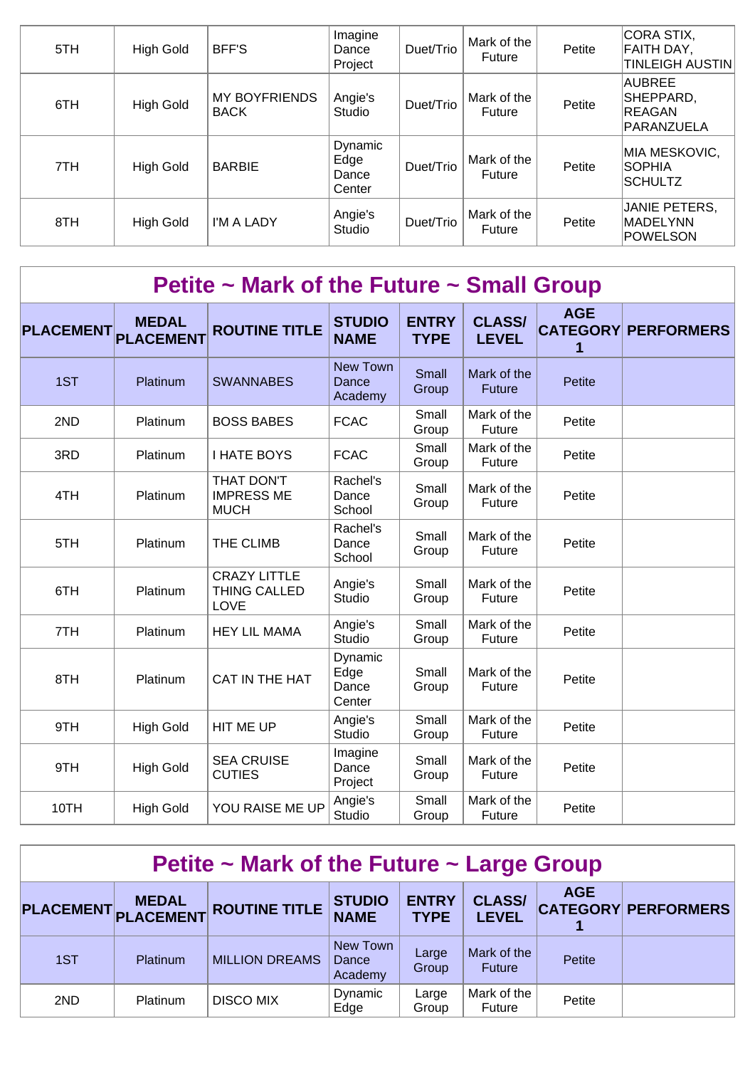| | | | | | | | |
|---|---|---|---|---|---|---|---|
| 5TH | High Gold | BFF'S | Imagine Dance Project | Duet/Trio | Mark of the Future | Petite | CORA STIX, FAITH DAY, TINLEIGH AUSTIN |
| 6TH | High Gold | MY BOYFRIENDS BACK | Angie's Studio | Duet/Trio | Mark of the Future | Petite | AUBREE SHEPPARD, REAGAN PARANZUELA |
| 7TH | High Gold | BARBIE | Dynamic Edge Dance Center | Duet/Trio | Mark of the Future | Petite | MIA MESKOVIC, SOPHIA SCHULTZ |
| 8TH | High Gold | I'M A LADY | Angie's Studio | Duet/Trio | Mark of the Future | Petite | JANIE PETERS, MADELYNN POWELSON |

## Petite ~ Mark of the Future ~ Small Group

| PLACEMENT | MEDAL PLACEMENT | ROUTINE TITLE | STUDIO NAME | ENTRY TYPE | CLASS/ LEVEL | AGE CATEGORY 1 | PERFORMERS |
|---|---|---|---|---|---|---|---|
| 1ST | Platinum | SWANNABES | New Town Dance Academy | Small Group | Mark of the Future | Petite | |
| 2ND | Platinum | BOSS BABES | FCAC | Small Group | Mark of the Future | Petite | |
| 3RD | Platinum | I HATE BOYS | FCAC | Small Group | Mark of the Future | Petite | |
| 4TH | Platinum | THAT DON'T IMPRESS ME MUCH | Rachel's Dance School | Small Group | Mark of the Future | Petite | |
| 5TH | Platinum | THE CLIMB | Rachel's Dance School | Small Group | Mark of the Future | Petite | |
| 6TH | Platinum | CRAZY LITTLE THING CALLED LOVE | Angie's Studio | Small Group | Mark of the Future | Petite | |
| 7TH | Platinum | HEY LIL MAMA | Angie's Studio | Small Group | Mark of the Future | Petite | |
| 8TH | Platinum | CAT IN THE HAT | Dynamic Edge Dance Center | Small Group | Mark of the Future | Petite | |
| 9TH | High Gold | HIT ME UP | Angie's Studio | Small Group | Mark of the Future | Petite | |
| 9TH | High Gold | SEA CRUISE CUTIES | Imagine Dance Project | Small Group | Mark of the Future | Petite | |
| 10TH | High Gold | YOU RAISE ME UP | Angie's Studio | Small Group | Mark of the Future | Petite | |

## Petite ~ Mark of the Future ~ Large Group

| PLACEMENT | MEDAL PLACEMENT | ROUTINE TITLE | STUDIO NAME | ENTRY TYPE | CLASS/ LEVEL | AGE CATEGORY 1 | PERFORMERS |
|---|---|---|---|---|---|---|---|
| 1ST | Platinum | MILLION DREAMS | New Town Dance Academy | Large Group | Mark of the Future | Petite | |
| 2ND | Platinum | DISCO MIX | Dynamic Edge | Large Group | Mark of the Future | Petite | |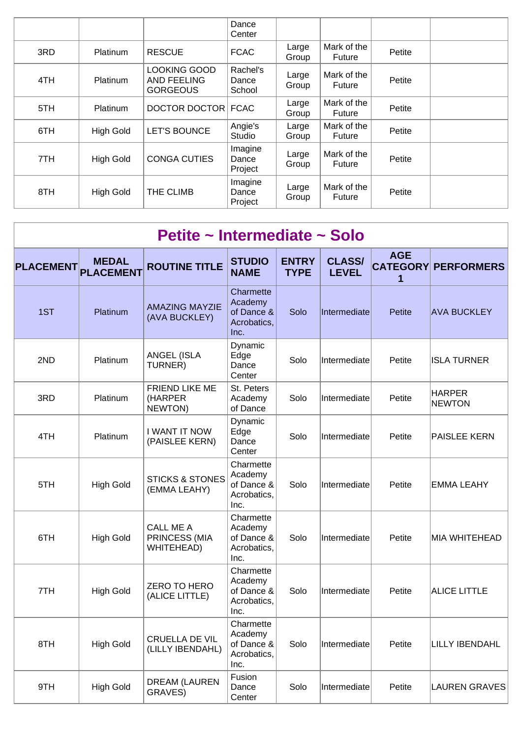| | | | | | | | |
|---|---|---|---|---|---|---|---|
| | | | Dance Center | | | | |
| 3RD | Platinum | RESCUE | FCAC | Large Group | Mark of the Future | Petite | |
| 4TH | Platinum | LOOKING GOOD AND FEELING GORGEOUS | Rachel's Dance School | Large Group | Mark of the Future | Petite | |
| 5TH | Platinum | DOCTOR DOCTOR | FCAC | Large Group | Mark of the Future | Petite | |
| 6TH | High Gold | LET'S BOUNCE | Angie's Studio | Large Group | Mark of the Future | Petite | |
| 7TH | High Gold | CONGA CUTIES | Imagine Dance Project | Large Group | Mark of the Future | Petite | |
| 8TH | High Gold | THE CLIMB | Imagine Dance Project | Large Group | Mark of the Future | Petite | |

## Petite ~ Intermediate ~ Solo

| PLACEMENT | MEDAL PLACEMENT | ROUTINE TITLE | STUDIO NAME | ENTRY TYPE | CLASS/ LEVEL | AGE CATEGORY 1 | PERFORMERS |
|---|---|---|---|---|---|---|---|
| 1ST | Platinum | AMAZING MAYZIE (AVA BUCKLEY) | Charmette Academy of Dance & Acrobatics, Inc. | Solo | Intermediate | Petite | AVA BUCKLEY |
| 2ND | Platinum | ANGEL (ISLA TURNER) | Dynamic Edge Dance Center | Solo | Intermediate | Petite | ISLA TURNER |
| 3RD | Platinum | FRIEND LIKE ME (HARPER NEWTON) | St. Peters Academy of Dance | Solo | Intermediate | Petite | HARPER NEWTON |
| 4TH | Platinum | I WANT IT NOW (PAISLEE KERN) | Dynamic Edge Dance Center | Solo | Intermediate | Petite | PAISLEE KERN |
| 5TH | High Gold | STICKS & STONES (EMMA LEAHY) | Charmette Academy of Dance & Acrobatics, Inc. | Solo | Intermediate | Petite | EMMA LEAHY |
| 6TH | High Gold | CALL ME A PRINCESS (MIA WHITEHEAD) | Charmette Academy of Dance & Acrobatics, Inc. | Solo | Intermediate | Petite | MIA WHITEHEAD |
| 7TH | High Gold | ZERO TO HERO (ALICE LITTLE) | Charmette Academy of Dance & Acrobatics, Inc. | Solo | Intermediate | Petite | ALICE LITTLE |
| 8TH | High Gold | CRUELLA DE VIL (LILLY IBENDAHL) | Charmette Academy of Dance & Acrobatics, Inc. | Solo | Intermediate | Petite | LILLY IBENDAHL |
| 9TH | High Gold | DREAM (LAUREN GRAVES) | Fusion Dance Center | Solo | Intermediate | Petite | LAUREN GRAVES |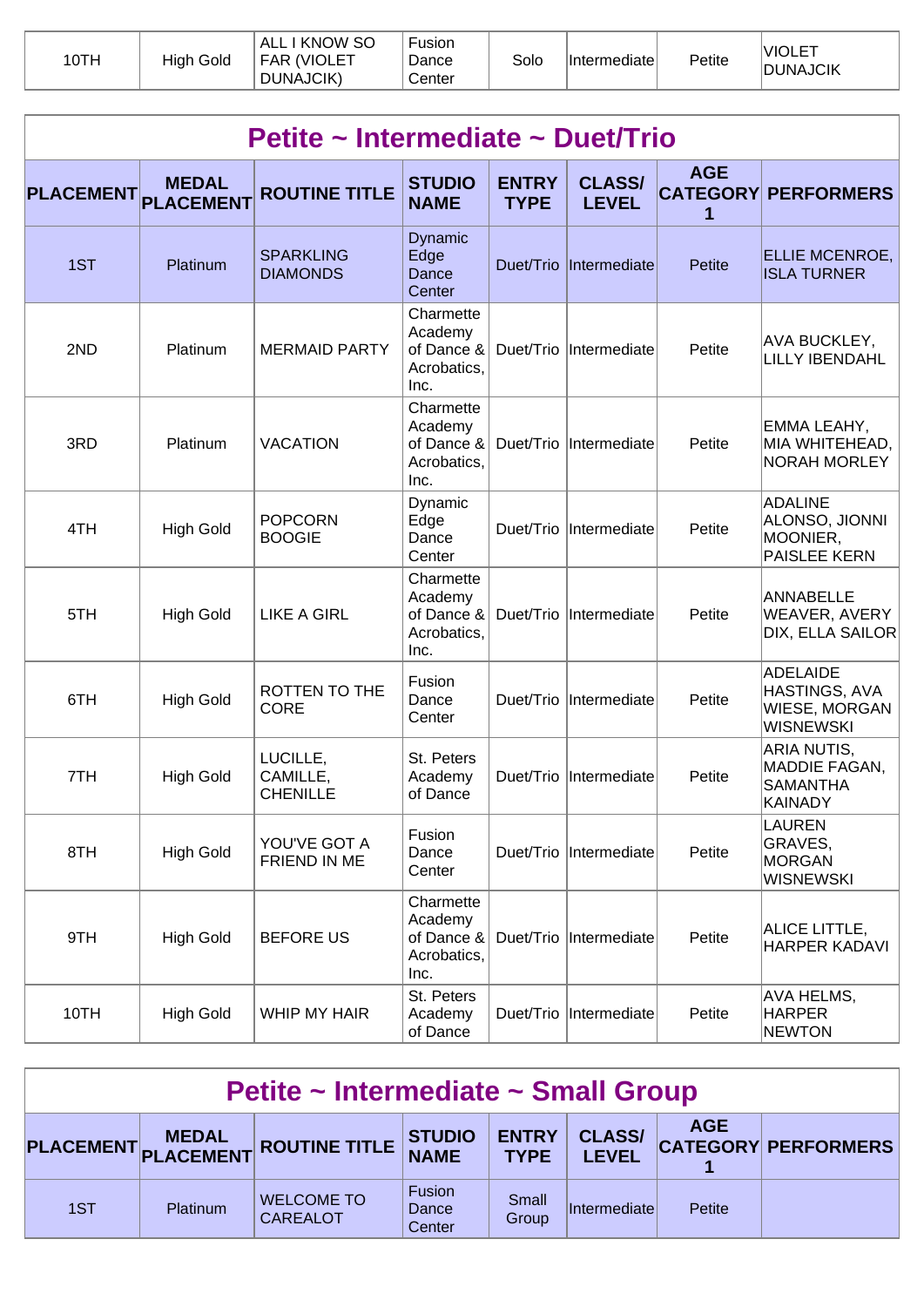| 10TH | High Gold | ALL I KNOW SO FAR (VIOLET DUNAJCIK) | Fusion Dance Center | Solo | Intermediate | Petite | VIOLET DUNAJCIK |
|---|---|---|---|---|---|---|---|

## Petite ~ Intermediate ~ Duet/Trio

| PLACEMENT | MEDAL PLACEMENT | ROUTINE TITLE | STUDIO NAME | ENTRY TYPE | CLASS/ LEVEL | AGE CATEGORY 1 | PERFORMERS |
|---|---|---|---|---|---|---|---|
| 1ST | Platinum | SPARKLING DIAMONDS | Dynamic Edge Dance Center | Duet/Trio | Intermediate | Petite | ELLIE MCENROE, ISLA TURNER |
| 2ND | Platinum | MERMAID PARTY | Charmette Academy of Dance & Acrobatics, Inc. | Duet/Trio | Intermediate | Petite | AVA BUCKLEY, LILLY IBENDAHL |
| 3RD | Platinum | VACATION | Charmette Academy of Dance & Acrobatics, Inc. | Duet/Trio | Intermediate | Petite | EMMA LEAHY, MIA WHITEHEAD, NORAH MORLEY |
| 4TH | High Gold | POPCORN BOOGIE | Dynamic Edge Dance Center | Duet/Trio | Intermediate | Petite | ADALINE ALONSO, JIONNI MOONIER, PAISLEE KERN |
| 5TH | High Gold | LIKE A GIRL | Charmette Academy of Dance & Acrobatics, Inc. | Duet/Trio | Intermediate | Petite | ANNABELLE WEAVER, AVERY DIX, ELLA SAILOR |
| 6TH | High Gold | ROTTEN TO THE CORE | Fusion Dance Center | Duet/Trio | Intermediate | Petite | ADELAIDE HASTINGS, AVA WIESE, MORGAN WISNEWSKI |
| 7TH | High Gold | LUCILLE, CAMILLE, CHENILLE | St. Peters Academy of Dance | Duet/Trio | Intermediate | Petite | ARIA NUTIS, MADDIE FAGAN, SAMANTHA KAINADY |
| 8TH | High Gold | YOU'VE GOT A FRIEND IN ME | Fusion Dance Center | Duet/Trio | Intermediate | Petite | LAUREN GRAVES, MORGAN WISNEWSKI |
| 9TH | High Gold | BEFORE US | Charmette Academy of Dance & Acrobatics, Inc. | Duet/Trio | Intermediate | Petite | ALICE LITTLE, HARPER KADAVI |
| 10TH | High Gold | WHIP MY HAIR | St. Peters Academy of Dance | Duet/Trio | Intermediate | Petite | AVA HELMS, HARPER NEWTON |

## Petite ~ Intermediate ~ Small Group

| PLACEMENT | MEDAL PLACEMENT | ROUTINE TITLE | STUDIO NAME | ENTRY TYPE | CLASS/ LEVEL | AGE CATEGORY 1 | PERFORMERS |
|---|---|---|---|---|---|---|---|
| 1ST | Platinum | WELCOME TO CAREALOT | Fusion Dance Center | Small Group | Intermediate | Petite | |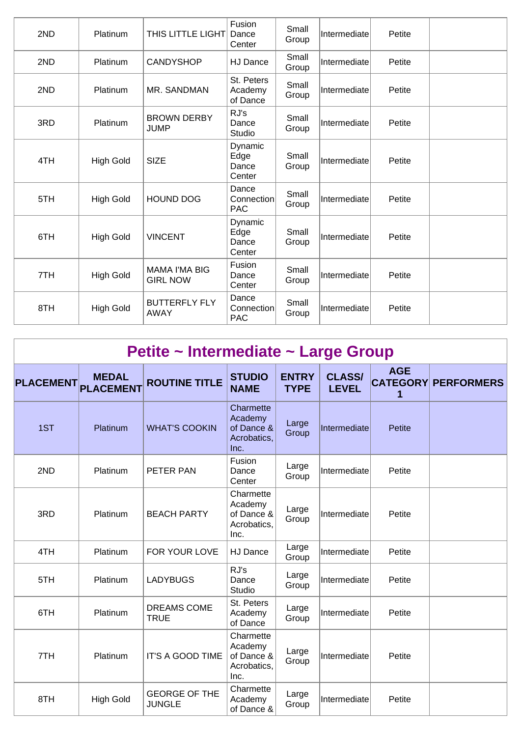| | | | | | | | |
|---|---|---|---|---|---|---|---|
| 2ND | Platinum | THIS LITTLE LIGHT | Fusion Dance Center | Small Group | Intermediate | Petite | |
| 2ND | Platinum | CANDYSHOP | HJ Dance | Small Group | Intermediate | Petite | |
| 2ND | Platinum | MR. SANDMAN | St. Peters Academy of Dance | Small Group | Intermediate | Petite | |
| 3RD | Platinum | BROWN DERBY JUMP | RJ's Dance Studio | Small Group | Intermediate | Petite | |
| 4TH | High Gold | SIZE | Dynamic Edge Dance Center | Small Group | Intermediate | Petite | |
| 5TH | High Gold | HOUND DOG | Dance Connection PAC | Small Group | Intermediate | Petite | |
| 6TH | High Gold | VINCENT | Dynamic Edge Dance Center | Small Group | Intermediate | Petite | |
| 7TH | High Gold | MAMA I'MA BIG GIRL NOW | Fusion Dance Center | Small Group | Intermediate | Petite | |
| 8TH | High Gold | BUTTERFLY FLY AWAY | Dance Connection PAC | Small Group | Intermediate | Petite | |

## Petite ~ Intermediate ~ Large Group

| PLACEMENT | MEDAL PLACEMENT | ROUTINE TITLE | STUDIO NAME | ENTRY TYPE | CLASS/ LEVEL | AGE CATEGORY 1 | PERFORMERS |
|---|---|---|---|---|---|---|---|
| 1ST | Platinum | WHAT'S COOKIN | Charmette Academy of Dance & Acrobatics, Inc. | Large Group | Intermediate | Petite | |
| 2ND | Platinum | PETER PAN | Fusion Dance Center | Large Group | Intermediate | Petite | |
| 3RD | Platinum | BEACH PARTY | Charmette Academy of Dance & Acrobatics, Inc. | Large Group | Intermediate | Petite | |
| 4TH | Platinum | FOR YOUR LOVE | HJ Dance | Large Group | Intermediate | Petite | |
| 5TH | Platinum | LADYBUGS | RJ's Dance Studio | Large Group | Intermediate | Petite | |
| 6TH | Platinum | DREAMS COME TRUE | St. Peters Academy of Dance | Large Group | Intermediate | Petite | |
| 7TH | Platinum | IT'S A GOOD TIME | Charmette Academy of Dance & Acrobatics, Inc. | Large Group | Intermediate | Petite | |
| 8TH | High Gold | GEORGE OF THE JUNGLE | Charmette Academy of Dance & | Large Group | Intermediate | Petite | |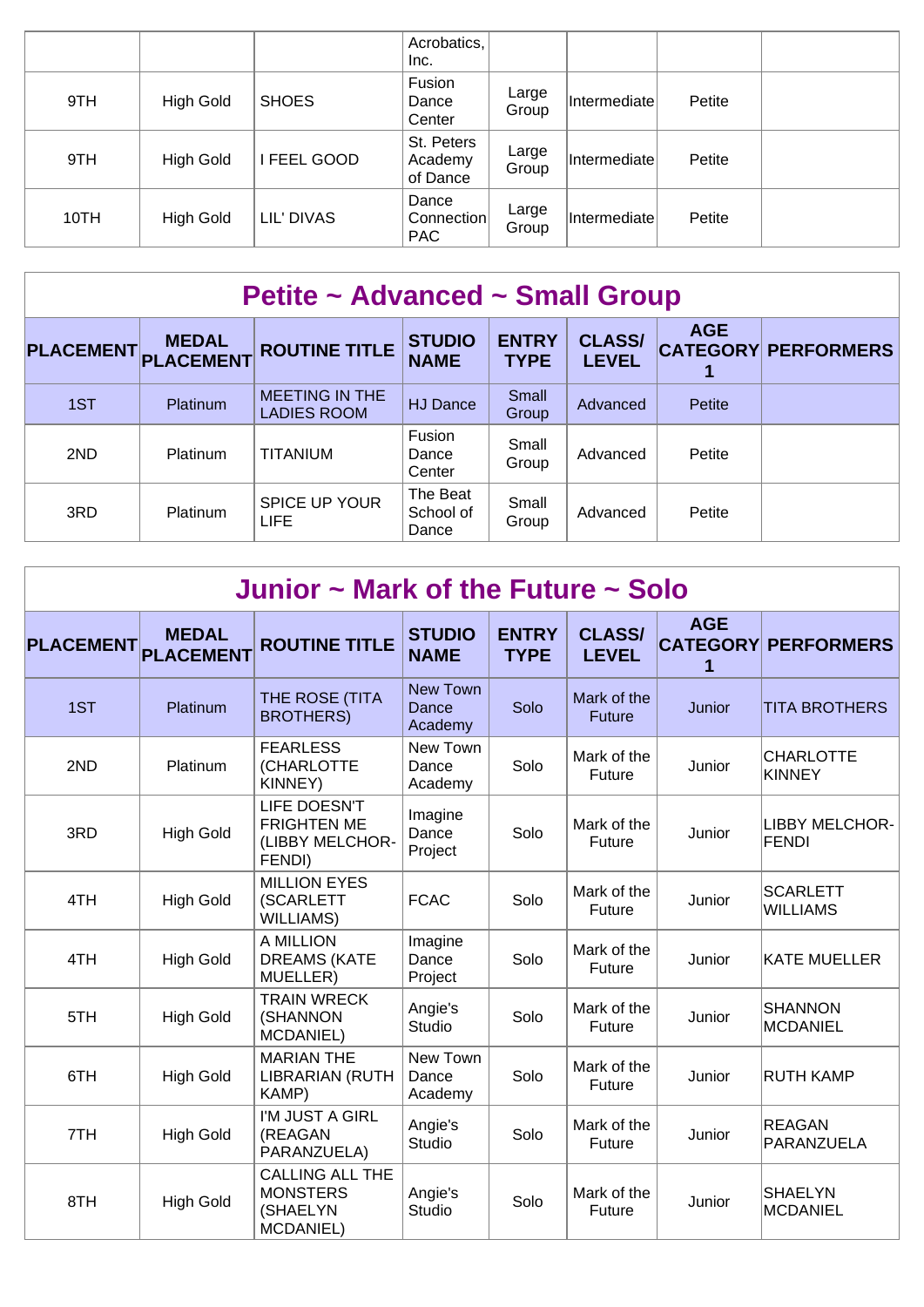| | | | | | | | |
|---|---|---|---|---|---|---|---|
| | | | Acrobatics, Inc. | | | | |
| 9TH | High Gold | SHOES | Fusion Dance Center | Large Group | Intermediate | Petite | |
| 9TH | High Gold | I FEEL GOOD | St. Peters Academy of Dance | Large Group | Intermediate | Petite | |
| 10TH | High Gold | LIL' DIVAS | Dance Connection PAC | Large Group | Intermediate | Petite | |

## Petite ~ Advanced ~ Small Group

| PLACEMENT | MEDAL PLACEMENT | ROUTINE TITLE | STUDIO NAME | ENTRY TYPE | CLASS/ LEVEL | AGE CATEGORY 1 | PERFORMERS |
|---|---|---|---|---|---|---|---|
| 1ST | Platinum | MEETING IN THE LADIES ROOM | HJ Dance | Small Group | Advanced | Petite | |
| 2ND | Platinum | TITANIUM | Fusion Dance Center | Small Group | Advanced | Petite | |
| 3RD | Platinum | SPICE UP YOUR LIFE | The Beat School of Dance | Small Group | Advanced | Petite | |

## Junior ~ Mark of the Future ~ Solo

| PLACEMENT | MEDAL PLACEMENT | ROUTINE TITLE | STUDIO NAME | ENTRY TYPE | CLASS/ LEVEL | AGE CATEGORY 1 | PERFORMERS |
|---|---|---|---|---|---|---|---|
| 1ST | Platinum | THE ROSE (TITA BROTHERS) | New Town Dance Academy | Solo | Mark of the Future | Junior | TITA BROTHERS |
| 2ND | Platinum | FEARLESS (CHARLOTTE KINNEY) | New Town Dance Academy | Solo | Mark of the Future | Junior | CHARLOTTE KINNEY |
| 3RD | High Gold | LIFE DOESN'T FRIGHTEN ME (LIBBY MELCHOR-FENDI) | Imagine Dance Project | Solo | Mark of the Future | Junior | LIBBY MELCHOR-FENDI |
| 4TH | High Gold | MILLION EYES (SCARLETT WILLIAMS) | FCAC | Solo | Mark of the Future | Junior | SCARLETT WILLIAMS |
| 4TH | High Gold | A MILLION DREAMS (KATE MUELLER) | Imagine Dance Project | Solo | Mark of the Future | Junior | KATE MUELLER |
| 5TH | High Gold | TRAIN WRECK (SHANNON MCDANIEL) | Angie's Studio | Solo | Mark of the Future | Junior | SHANNON MCDANIEL |
| 6TH | High Gold | MARIAN THE LIBRARIAN (RUTH KAMP) | New Town Dance Academy | Solo | Mark of the Future | Junior | RUTH KAMP |
| 7TH | High Gold | I'M JUST A GIRL (REAGAN PARANZUELA) | Angie's Studio | Solo | Mark of the Future | Junior | REAGAN PARANZUELA |
| 8TH | High Gold | CALLING ALL THE MONSTERS (SHAELYN MCDANIEL) | Angie's Studio | Solo | Mark of the Future | Junior | SHAELYN MCDANIEL |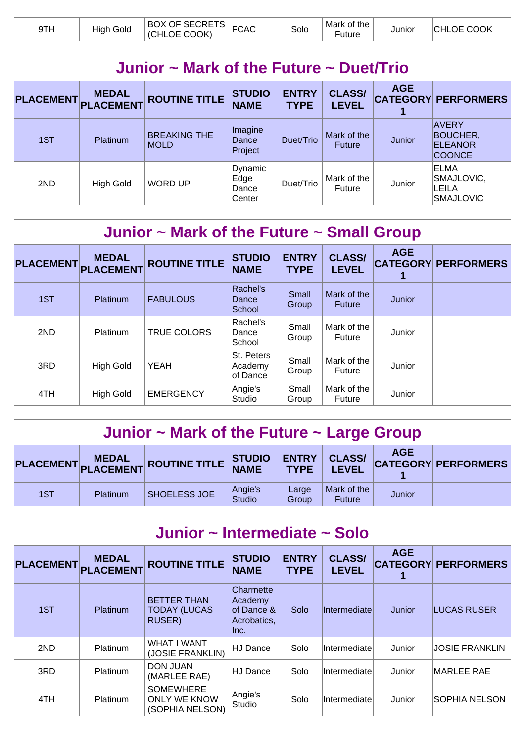| | | | | | | | |
|---|---|---|---|---|---|---|---|
| 9TH | High Gold | BOX OF SECRETS (CHLOE COOK) | FCAC | Solo | Mark of the Future | Junior | CHLOE COOK |

## Junior ~ Mark of the Future ~ Duet/Trio

| PLACEMENT | MEDAL PLACEMENT | ROUTINE TITLE | STUDIO NAME | ENTRY TYPE | CLASS/ LEVEL | AGE CATEGORY 1 | PERFORMERS |
|---|---|---|---|---|---|---|---|
| 1ST | Platinum | BREAKING THE MOLD | Imagine Dance Project | Duet/Trio | Mark of the Future | Junior | AVERY BOUCHER, ELEANOR COONCE |
| 2ND | High Gold | WORD UP | Dynamic Edge Dance Center | Duet/Trio | Mark of the Future | Junior | ELMA SMAJLOVIC, LEILA SMAJLOVIC |

## Junior ~ Mark of the Future ~ Small Group

| PLACEMENT | MEDAL PLACEMENT | ROUTINE TITLE | STUDIO NAME | ENTRY TYPE | CLASS/ LEVEL | AGE CATEGORY 1 | PERFORMERS |
|---|---|---|---|---|---|---|---|
| 1ST | Platinum | FABULOUS | Rachel's Dance School | Small Group | Mark of the Future | Junior | |
| 2ND | Platinum | TRUE COLORS | Rachel's Dance School | Small Group | Mark of the Future | Junior | |
| 3RD | High Gold | YEAH | St. Peters Academy of Dance | Small Group | Mark of the Future | Junior | |
| 4TH | High Gold | EMERGENCY | Angie's Studio | Small Group | Mark of the Future | Junior | |

## Junior ~ Mark of the Future ~ Large Group

| PLACEMENT | MEDAL PLACEMENT | ROUTINE TITLE | STUDIO NAME | ENTRY TYPE | CLASS/ LEVEL | AGE CATEGORY 1 | PERFORMERS |
|---|---|---|---|---|---|---|---|
| 1ST | Platinum | SHOELESS JOE | Angie's Studio | Large Group | Mark of the Future | Junior | |

## Junior ~ Intermediate ~ Solo

| PLACEMENT | MEDAL PLACEMENT | ROUTINE TITLE | STUDIO NAME | ENTRY TYPE | CLASS/ LEVEL | AGE CATEGORY 1 | PERFORMERS |
|---|---|---|---|---|---|---|---|
| 1ST | Platinum | BETTER THAN TODAY (LUCAS RUSER) | Charmette Academy of Dance & Acrobatics, Inc. | Solo | Intermediate | Junior | LUCAS RUSER |
| 2ND | Platinum | WHAT I WANT (JOSIE FRANKLIN) | HJ Dance | Solo | Intermediate | Junior | JOSIE FRANKLIN |
| 3RD | Platinum | DON JUAN (MARLEE RAE) | HJ Dance | Solo | Intermediate | Junior | MARLEE RAE |
| 4TH | Platinum | SOMEWHERE ONLY WE KNOW (SOPHIA NELSON) | Angie's Studio | Solo | Intermediate | Junior | SOPHIA NELSON |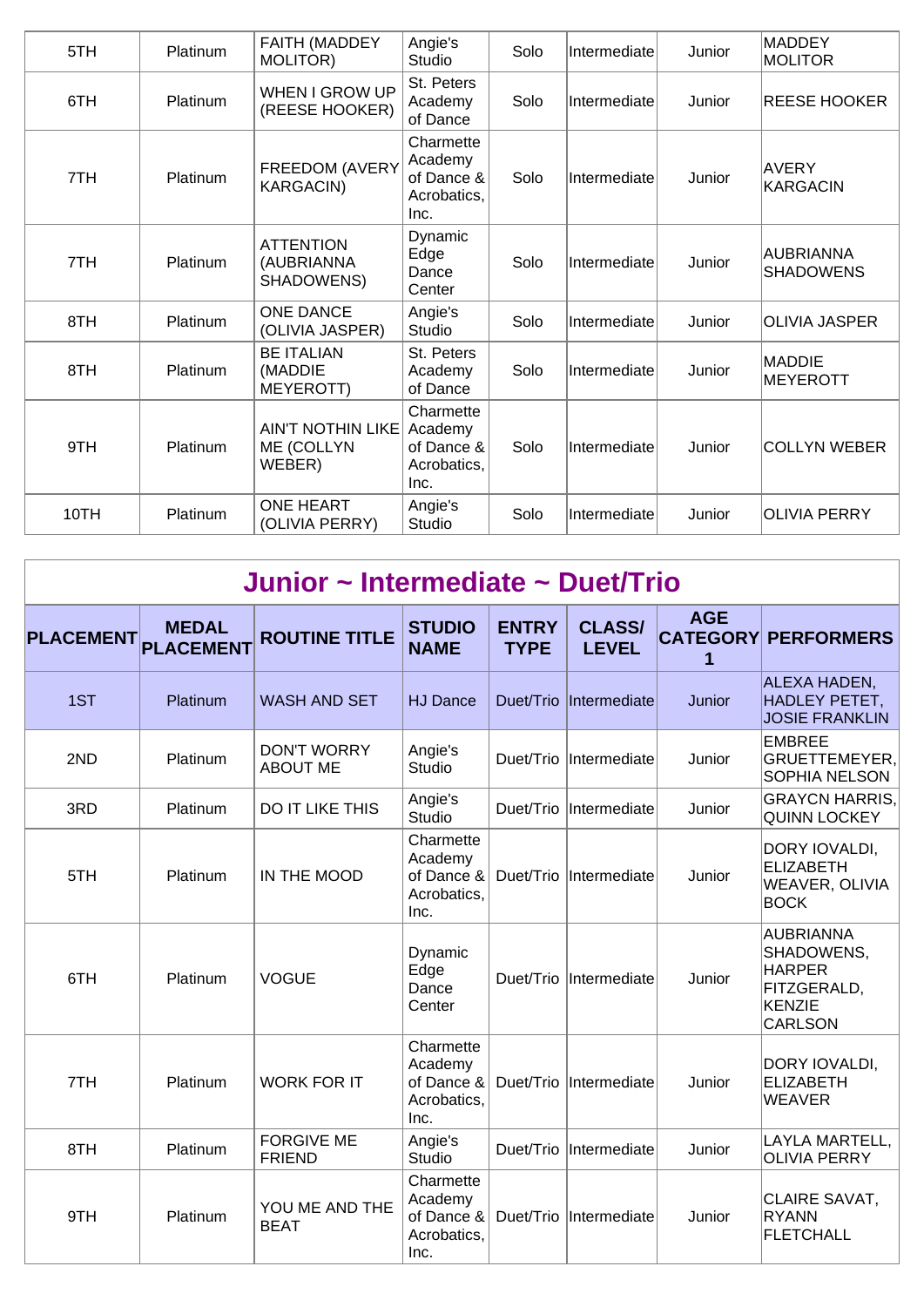| | | | | | | | |
|---|---|---|---|---|---|---|---|
| 5TH | Platinum | FAITH (MADDEY MOLITOR) | Angie's Studio | Solo | Intermediate | Junior | MADDEY MOLITOR |
| 6TH | Platinum | WHEN I GROW UP (REESE HOOKER) | St. Peters Academy of Dance | Solo | Intermediate | Junior | REESE HOOKER |
| 7TH | Platinum | FREEDOM (AVERY KARGACIN) | Charmette Academy of Dance & Acrobatics, Inc. | Solo | Intermediate | Junior | AVERY KARGACIN |
| 7TH | Platinum | ATTENTION (AUBRIANNA SHADOWENS) | Dynamic Edge Dance Center | Solo | Intermediate | Junior | AUBRIANNA SHADOWENS |
| 8TH | Platinum | ONE DANCE (OLIVIA JASPER) | Angie's Studio | Solo | Intermediate | Junior | OLIVIA JASPER |
| 8TH | Platinum | BE ITALIAN (MADDIE MEYEROTT) | St. Peters Academy of Dance | Solo | Intermediate | Junior | MADDIE MEYEROTT |
| 9TH | Platinum | AIN'T NOTHIN LIKE ME (COLLYN WEBER) | Charmette Academy of Dance & Acrobatics, Inc. | Solo | Intermediate | Junior | COLLYN WEBER |
| 10TH | Platinum | ONE HEART (OLIVIA PERRY) | Angie's Studio | Solo | Intermediate | Junior | OLIVIA PERRY |

## Junior ~ Intermediate ~ Duet/Trio

| PLACEMENT | MEDAL PLACEMENT | ROUTINE TITLE | STUDIO NAME | ENTRY TYPE | CLASS/ LEVEL | AGE CATEGORY 1 | PERFORMERS |
|---|---|---|---|---|---|---|---|
| 1ST | Platinum | WASH AND SET | HJ Dance | Duet/Trio | Intermediate | Junior | ALEXA HADEN, HADLEY PETET, JOSIE FRANKLIN |
| 2ND | Platinum | DON'T WORRY ABOUT ME | Angie's Studio | Duet/Trio | Intermediate | Junior | EMBREE GRUETTEMEYER, SOPHIA NELSON |
| 3RD | Platinum | DO IT LIKE THIS | Angie's Studio | Duet/Trio | Intermediate | Junior | GRAYCN HARRIS, QUINN LOCKEY |
| 5TH | Platinum | IN THE MOOD | Charmette Academy of Dance & Acrobatics, Inc. | Duet/Trio | Intermediate | Junior | DORY IOVALDI, ELIZABETH WEAVER, OLIVIA BOCK |
| 6TH | Platinum | VOGUE | Dynamic Edge Dance Center | Duet/Trio | Intermediate | Junior | AUBRIANNA SHADOWENS, HARPER FITZGERALD, KENZIE CARLSON |
| 7TH | Platinum | WORK FOR IT | Charmette Academy of Dance & Acrobatics, Inc. | Duet/Trio | Intermediate | Junior | DORY IOVALDI, ELIZABETH WEAVER |
| 8TH | Platinum | FORGIVE ME FRIEND | Angie's Studio | Duet/Trio | Intermediate | Junior | LAYLA MARTELL, OLIVIA PERRY |
| 9TH | Platinum | YOU ME AND THE BEAT | Charmette Academy of Dance & Acrobatics, Inc. | Duet/Trio | Intermediate | Junior | CLAIRE SAVAT, RYANN FLETCHALL |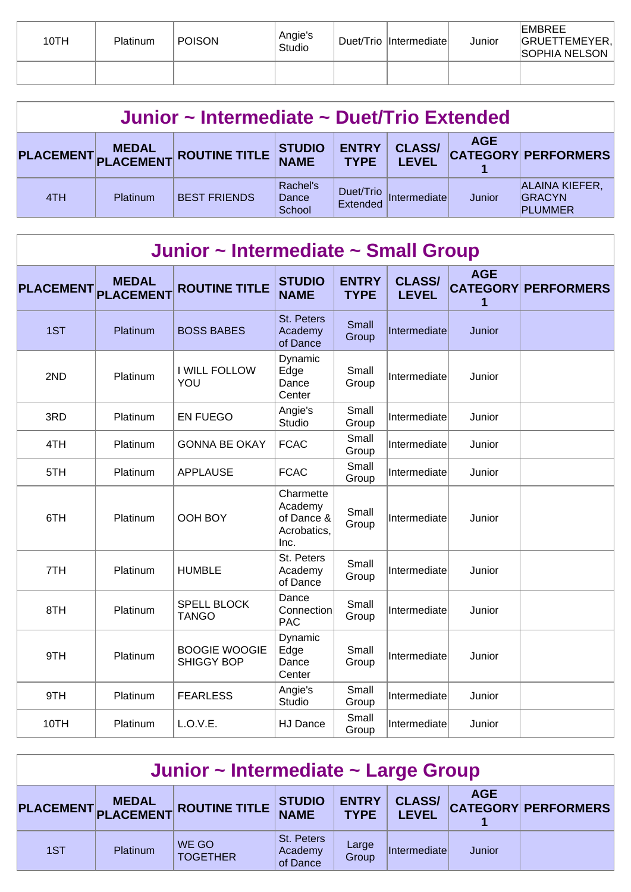| | | | | | | | |
|---|---|---|---|---|---|---|---|
| 10TH | Platinum | POISON | Angie's Studio | Duet/Trio | Intermediate | Junior | EMBREE GRUETTEMEYER, SOPHIA NELSON |
| | | | | | | | |

## Junior ~ Intermediate ~ Duet/Trio Extended

| PLACEMENT | MEDAL PLACEMENT | ROUTINE TITLE | STUDIO NAME | ENTRY TYPE | CLASS/ LEVEL | AGE CATEGORY 1 | PERFORMERS |
|---|---|---|---|---|---|---|---|
| 4TH | Platinum | BEST FRIENDS | Rachel's Dance School | Duet/Trio Extended | Intermediate | Junior | ALAINA KIEFER, GRACYN PLUMMER |

## Junior ~ Intermediate ~ Small Group

| PLACEMENT | MEDAL PLACEMENT | ROUTINE TITLE | STUDIO NAME | ENTRY TYPE | CLASS/ LEVEL | AGE CATEGORY 1 | PERFORMERS |
|---|---|---|---|---|---|---|---|
| 1ST | Platinum | BOSS BABES | St. Peters Academy of Dance | Small Group | Intermediate | Junior | |
| 2ND | Platinum | I WILL FOLLOW YOU | Dynamic Edge Dance Center | Small Group | Intermediate | Junior | |
| 3RD | Platinum | EN FUEGO | Angie's Studio | Small Group | Intermediate | Junior | |
| 4TH | Platinum | GONNA BE OKAY | FCAC | Small Group | Intermediate | Junior | |
| 5TH | Platinum | APPLAUSE | FCAC | Small Group | Intermediate | Junior | |
| 6TH | Platinum | OOH BOY | Charmette Academy of Dance & Acrobatics, Inc. | Small Group | Intermediate | Junior | |
| 7TH | Platinum | HUMBLE | St. Peters Academy of Dance | Small Group | Intermediate | Junior | |
| 8TH | Platinum | SPELL BLOCK TANGO | Dance Connection PAC | Small Group | Intermediate | Junior | |
| 9TH | Platinum | BOOGIE WOOGIE SHIGGY BOP | Dynamic Edge Dance Center | Small Group | Intermediate | Junior | |
| 9TH | Platinum | FEARLESS | Angie's Studio | Small Group | Intermediate | Junior | |
| 10TH | Platinum | L.O.V.E. | HJ Dance | Small Group | Intermediate | Junior | |

## Junior ~ Intermediate ~ Large Group

| PLACEMENT | MEDAL PLACEMENT | ROUTINE TITLE | STUDIO NAME | ENTRY TYPE | CLASS/ LEVEL | AGE CATEGORY 1 | PERFORMERS |
|---|---|---|---|---|---|---|---|
| 1ST | Platinum | WE GO TOGETHER | St. Peters Academy of Dance | Large Group | Intermediate | Junior | |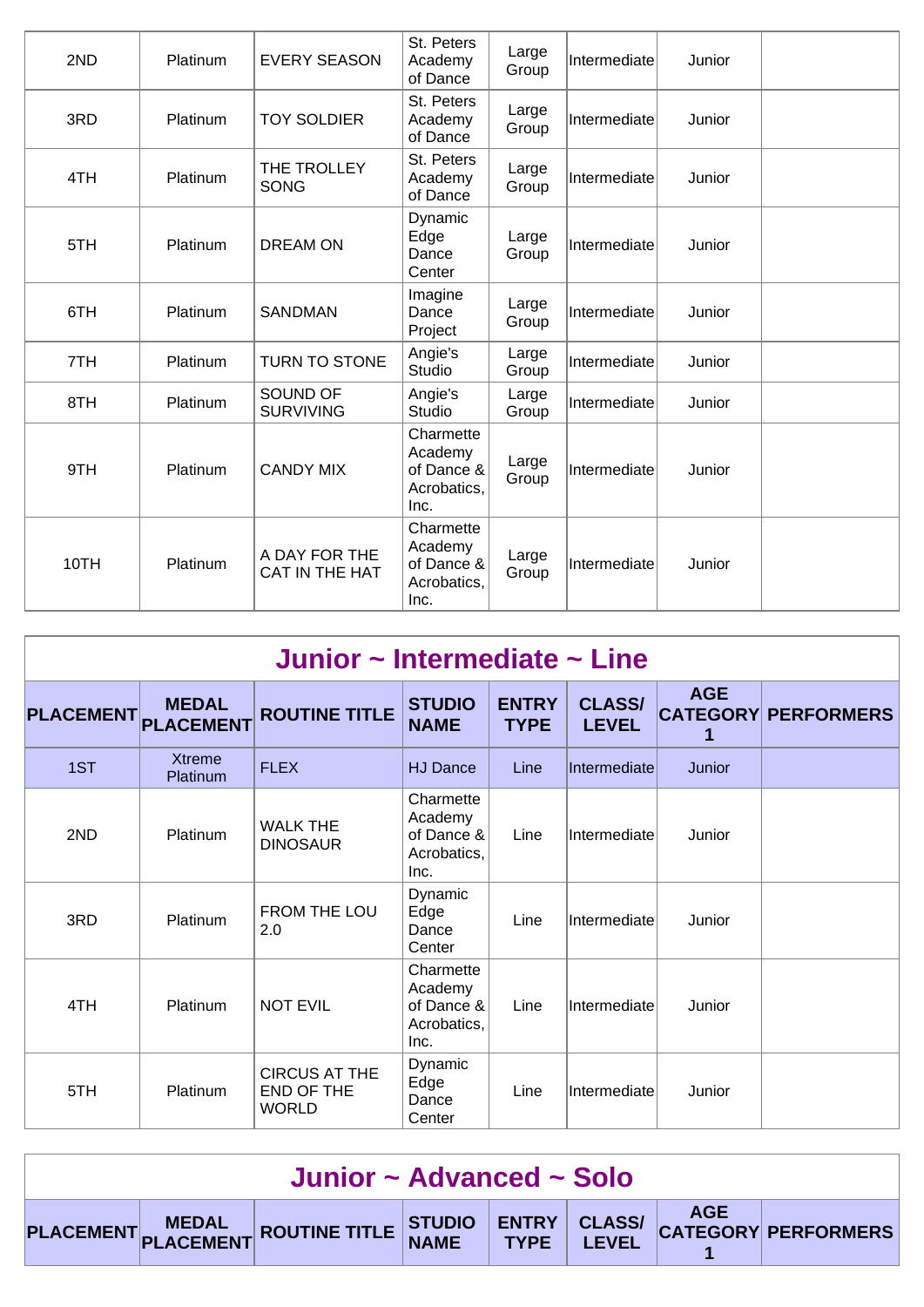| | | | | | | | |
|---|---|---|---|---|---|---|---|
| 2ND | Platinum | EVERY SEASON | St. Peters Academy of Dance | Large Group | Intermediate | Junior | |
| 3RD | Platinum | TOY SOLDIER | St. Peters Academy of Dance | Large Group | Intermediate | Junior | |
| 4TH | Platinum | THE TROLLEY SONG | St. Peters Academy of Dance | Large Group | Intermediate | Junior | |
| 5TH | Platinum | DREAM ON | Dynamic Edge Dance Center | Large Group | Intermediate | Junior | |
| 6TH | Platinum | SANDMAN | Imagine Dance Project | Large Group | Intermediate | Junior | |
| 7TH | Platinum | TURN TO STONE | Angie's Studio | Large Group | Intermediate | Junior | |
| 8TH | Platinum | SOUND OF SURVIVING | Angie's Studio | Large Group | Intermediate | Junior | |
| 9TH | Platinum | CANDY MIX | Charmette Academy of Dance & Acrobatics, Inc. | Large Group | Intermediate | Junior | |
| 10TH | Platinum | A DAY FOR THE CAT IN THE HAT | Charmette Academy of Dance & Acrobatics, Inc. | Large Group | Intermediate | Junior | |

## Junior ~ Intermediate ~ Line

| PLACEMENT | MEDAL PLACEMENT | ROUTINE TITLE | STUDIO NAME | ENTRY TYPE | CLASS/ LEVEL | AGE CATEGORY 1 | PERFORMERS |
|---|---|---|---|---|---|---|---|
| 1ST | Xtreme Platinum | FLEX | HJ Dance | Line | Intermediate | Junior | |
| 2ND | Platinum | WALK THE DINOSAUR | Charmette Academy of Dance & Acrobatics, Inc. | Line | Intermediate | Junior | |
| 3RD | Platinum | FROM THE LOU 2.0 | Dynamic Edge Dance Center | Line | Intermediate | Junior | |
| 4TH | Platinum | NOT EVIL | Charmette Academy of Dance & Acrobatics, Inc. | Line | Intermediate | Junior | |
| 5TH | Platinum | CIRCUS AT THE END OF THE WORLD | Dynamic Edge Dance Center | Line | Intermediate | Junior | |

## Junior ~ Advanced ~ Solo

| PLACEMENT | MEDAL PLACEMENT | ROUTINE TITLE | STUDIO NAME | ENTRY TYPE | CLASS/ LEVEL | AGE CATEGORY 1 | PERFORMERS |
|---|---|---|---|---|---|---|---|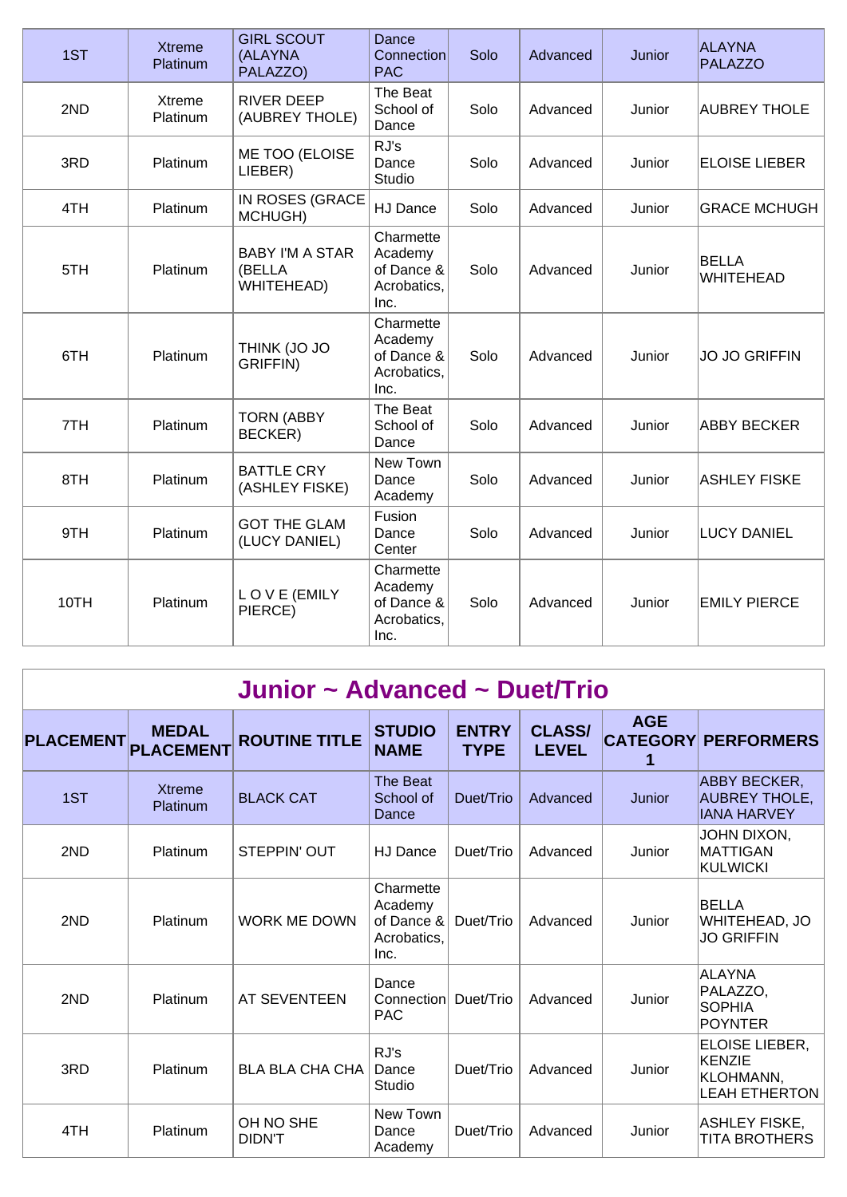| | | | | | | | |
|---|---|---|---|---|---|---|---|
| 1ST | Xtreme Platinum | GIRL SCOUT (ALAYNA PALAZZO) | Dance Connection PAC | Solo | Advanced | Junior | ALAYNA PALAZZO |
| 2ND | Xtreme Platinum | RIVER DEEP (AUBREY THOLE) | The Beat School of Dance | Solo | Advanced | Junior | AUBREY THOLE |
| 3RD | Platinum | ME TOO (ELOISE LIEBER) | RJ's Dance Studio | Solo | Advanced | Junior | ELOISE LIEBER |
| 4TH | Platinum | IN ROSES (GRACE MCHUGH) | HJ Dance | Solo | Advanced | Junior | GRACE MCHUGH |
| 5TH | Platinum | BABY I'M A STAR (BELLA WHITEHEAD) | Charmette Academy of Dance & Acrobatics, Inc. | Solo | Advanced | Junior | BELLA WHITEHEAD |
| 6TH | Platinum | THINK (JO JO GRIFFIN) | Charmette Academy of Dance & Acrobatics, Inc. | Solo | Advanced | Junior | JO JO GRIFFIN |
| 7TH | Platinum | TORN (ABBY BECKER) | The Beat School of Dance | Solo | Advanced | Junior | ABBY BECKER |
| 8TH | Platinum | BATTLE CRY (ASHLEY FISKE) | New Town Dance Academy | Solo | Advanced | Junior | ASHLEY FISKE |
| 9TH | Platinum | GOT THE GLAM (LUCY DANIEL) | Fusion Dance Center | Solo | Advanced | Junior | LUCY DANIEL |
| 10TH | Platinum | L O V E (EMILY PIERCE) | Charmette Academy of Dance & Acrobatics, Inc. | Solo | Advanced | Junior | EMILY PIERCE |

## Junior ~ Advanced ~ Duet/Trio

| PLACEMENT | MEDAL PLACEMENT | ROUTINE TITLE | STUDIO NAME | ENTRY TYPE | CLASS/ LEVEL | AGE CATEGORY 1 | PERFORMERS |
|---|---|---|---|---|---|---|---|
| 1ST | Xtreme Platinum | BLACK CAT | The Beat School of Dance | Duet/Trio | Advanced | Junior | ABBY BECKER, AUBREY THOLE, IANA HARVEY |
| 2ND | Platinum | STEPPIN' OUT | HJ Dance | Duet/Trio | Advanced | Junior | JOHN DIXON, MATTIGAN KULWICKI |
| 2ND | Platinum | WORK ME DOWN | Charmette Academy of Dance & Acrobatics, Inc. | Duet/Trio | Advanced | Junior | BELLA WHITEHEAD, JO JO GRIFFIN |
| 2ND | Platinum | AT SEVENTEEN | Dance Connection PAC | Duet/Trio | Advanced | Junior | ALAYNA PALAZZO, SOPHIA POYNTER |
| 3RD | Platinum | BLA BLA CHA CHA | RJ's Dance Studio | Duet/Trio | Advanced | Junior | ELOISE LIEBER, KENZIE KLOHMANN, LEAH ETHERTON |
| 4TH | Platinum | OH NO SHE DIDN'T | New Town Dance Academy | Duet/Trio | Advanced | Junior | ASHLEY FISKE, TITA BROTHERS |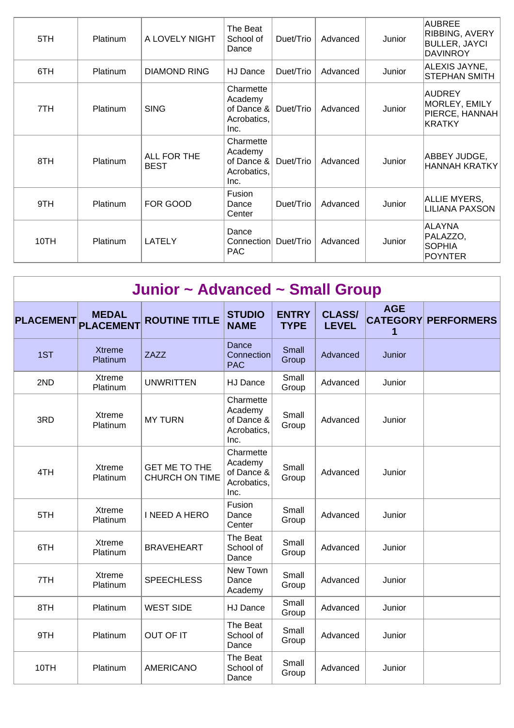| | | | | | | | |
|---|---|---|---|---|---|---|---|
| 5TH | Platinum | A LOVELY NIGHT | The Beat School of Dance | Duet/Trio | Advanced | Junior | AUBREE RIBBING, AVERY BULLER, JAYCI DAVINROY |
| 6TH | Platinum | DIAMOND RING | HJ Dance | Duet/Trio | Advanced | Junior | ALEXIS JAYNE, STEPHAN SMITH |
| 7TH | Platinum | SING | Charmette Academy of Dance & Acrobatics, Inc. | Duet/Trio | Advanced | Junior | AUDREY MORLEY, EMILY PIERCE, HANNAH KRATKY |
| 8TH | Platinum | ALL FOR THE BEST | Charmette Academy of Dance & Acrobatics, Inc. | Duet/Trio | Advanced | Junior | ABBEY JUDGE, HANNAH KRATKY |
| 9TH | Platinum | FOR GOOD | Fusion Dance Center | Duet/Trio | Advanced | Junior | ALLIE MYERS, LILIANA PAXSON |
| 10TH | Platinum | LATELY | Dance Connection PAC | Duet/Trio | Advanced | Junior | ALAYNA PALAZZO, SOPHIA POYNTER |

## Junior ~ Advanced ~ Small Group

| PLACEMENT | MEDAL PLACEMENT | ROUTINE TITLE | STUDIO NAME | ENTRY TYPE | CLASS/ LEVEL | AGE CATEGORY 1 | PERFORMERS |
|---|---|---|---|---|---|---|---|
| 1ST | Xtreme Platinum | ZAZZ | Dance Connection PAC | Small Group | Advanced | Junior | |
| 2ND | Xtreme Platinum | UNWRITTEN | HJ Dance | Small Group | Advanced | Junior | |
| 3RD | Xtreme Platinum | MY TURN | Charmette Academy of Dance & Acrobatics, Inc. | Small Group | Advanced | Junior | |
| 4TH | Xtreme Platinum | GET ME TO THE CHURCH ON TIME | Charmette Academy of Dance & Acrobatics, Inc. | Small Group | Advanced | Junior | |
| 5TH | Xtreme Platinum | I NEED A HERO | Fusion Dance Center | Small Group | Advanced | Junior | |
| 6TH | Xtreme Platinum | BRAVEHEART | The Beat School of Dance | Small Group | Advanced | Junior | |
| 7TH | Xtreme Platinum | SPEECHLESS | New Town Dance Academy | Small Group | Advanced | Junior | |
| 8TH | Platinum | WEST SIDE | HJ Dance | Small Group | Advanced | Junior | |
| 9TH | Platinum | OUT OF IT | The Beat School of Dance | Small Group | Advanced | Junior | |
| 10TH | Platinum | AMERICANO | The Beat School of Dance | Small Group | Advanced | Junior | |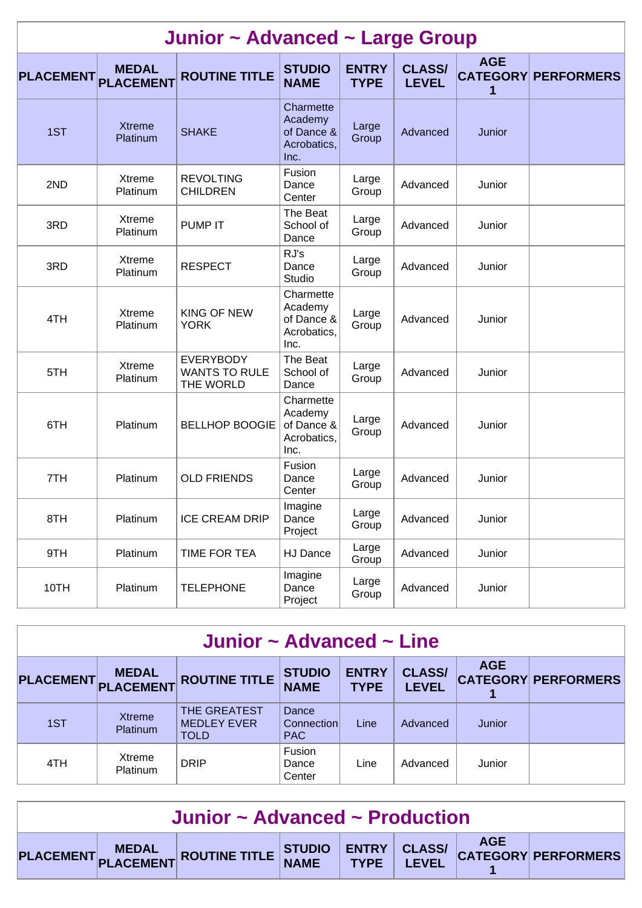## Junior ~ Advanced ~ Large Group

| PLACEMENT | MEDAL PLACEMENT | ROUTINE TITLE | STUDIO NAME | ENTRY TYPE | CLASS/ LEVEL | AGE CATEGORY 1 | PERFORMERS |
|---|---|---|---|---|---|---|---|
| 1ST | Xtreme Platinum | SHAKE | Charmette Academy of Dance & Acrobatics, Inc. | Large Group | Advanced | Junior | |
| 2ND | Xtreme Platinum | REVOLTING CHILDREN | Fusion Dance Center | Large Group | Advanced | Junior | |
| 3RD | Xtreme Platinum | PUMP IT | The Beat School of Dance | Large Group | Advanced | Junior | |
| 3RD | Xtreme Platinum | RESPECT | RJ's Dance Studio | Large Group | Advanced | Junior | |
| 4TH | Xtreme Platinum | KING OF NEW YORK | Charmette Academy of Dance & Acrobatics, Inc. | Large Group | Advanced | Junior | |
| 5TH | Xtreme Platinum | EVERYBODY WANTS TO RULE THE WORLD | The Beat School of Dance | Large Group | Advanced | Junior | |
| 6TH | Platinum | BELLHOP BOOGIE | Charmette Academy of Dance & Acrobatics, Inc. | Large Group | Advanced | Junior | |
| 7TH | Platinum | OLD FRIENDS | Fusion Dance Center | Large Group | Advanced | Junior | |
| 8TH | Platinum | ICE CREAM DRIP | Imagine Dance Project | Large Group | Advanced | Junior | |
| 9TH | Platinum | TIME FOR TEA | HJ Dance | Large Group | Advanced | Junior | |
| 10TH | Platinum | TELEPHONE | Imagine Dance Project | Large Group | Advanced | Junior | |

## Junior ~ Advanced ~ Line

| PLACEMENT | MEDAL PLACEMENT | ROUTINE TITLE | STUDIO NAME | ENTRY TYPE | CLASS/ LEVEL | AGE CATEGORY 1 | PERFORMERS |
|---|---|---|---|---|---|---|---|
| 1ST | Xtreme Platinum | THE GREATEST MEDLEY EVER TOLD | Dance Connection PAC | Line | Advanced | Junior | |
| 4TH | Xtreme Platinum | DRIP | Fusion Dance Center | Line | Advanced | Junior | |

## Junior ~ Advanced ~ Production

| PLACEMENT | MEDAL PLACEMENT | ROUTINE TITLE | STUDIO NAME | ENTRY TYPE | CLASS/ LEVEL | AGE CATEGORY 1 | PERFORMERS |
|---|---|---|---|---|---|---|---|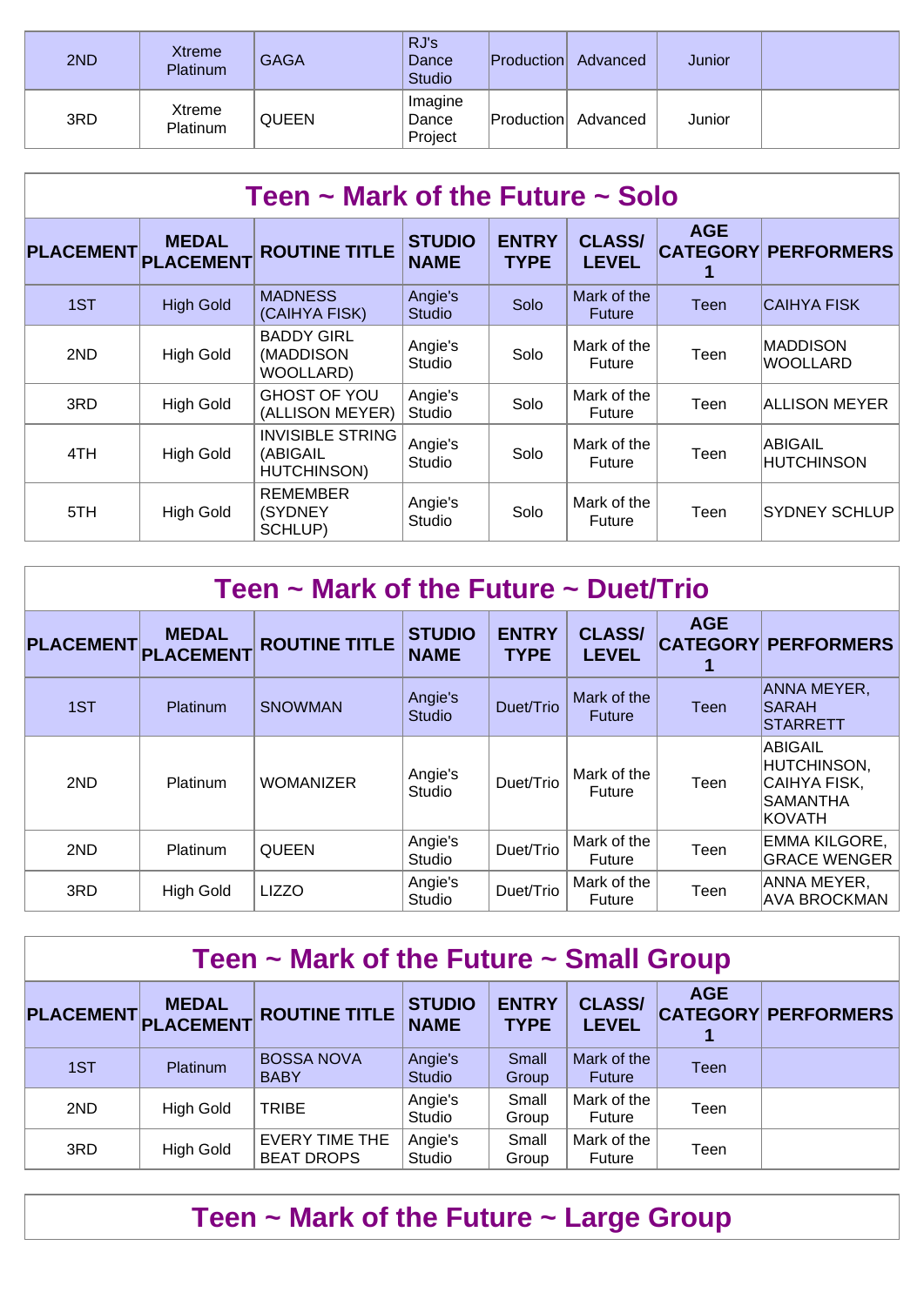| | | | | | | | |
|---|---|---|---|---|---|---|---|
| 2ND | Xtreme Platinum | GAGA | RJ's Dance Studio | Production | Advanced | Junior | |
| 3RD | Xtreme Platinum | QUEEN | Imagine Dance Project | Production | Advanced | Junior | |

## Teen ~ Mark of the Future ~ Solo

| PLACEMENT | MEDAL PLACEMENT | ROUTINE TITLE | STUDIO NAME | ENTRY TYPE | CLASS/ LEVEL | AGE CATEGORY 1 | PERFORMERS |
|---|---|---|---|---|---|---|---|
| 1ST | High Gold | MADNESS (CAIHYA FISK) | Angie's Studio | Solo | Mark of the Future | Teen | CAIHYA FISK |
| 2ND | High Gold | BADDY GIRL (MADDISON WOOLLARD) | Angie's Studio | Solo | Mark of the Future | Teen | MADDISON WOOLLARD |
| 3RD | High Gold | GHOST OF YOU (ALLISON MEYER) | Angie's Studio | Solo | Mark of the Future | Teen | ALLISON MEYER |
| 4TH | High Gold | INVISIBLE STRING (ABIGAIL HUTCHINSON) | Angie's Studio | Solo | Mark of the Future | Teen | ABIGAIL HUTCHINSON |
| 5TH | High Gold | REMEMBER (SYDNEY SCHLUP) | Angie's Studio | Solo | Mark of the Future | Teen | SYDNEY SCHLUP |

## Teen ~ Mark of the Future ~ Duet/Trio

| PLACEMENT | MEDAL PLACEMENT | ROUTINE TITLE | STUDIO NAME | ENTRY TYPE | CLASS/ LEVEL | AGE CATEGORY 1 | PERFORMERS |
|---|---|---|---|---|---|---|---|
| 1ST | Platinum | SNOWMAN | Angie's Studio | Duet/Trio | Mark of the Future | Teen | ANNA MEYER, SARAH STARRETT |
| 2ND | Platinum | WOMANIZER | Angie's Studio | Duet/Trio | Mark of the Future | Teen | ABIGAIL HUTCHINSON, CAIHYA FISK, SAMANTHA KOVATH |
| 2ND | Platinum | QUEEN | Angie's Studio | Duet/Trio | Mark of the Future | Teen | EMMA KILGORE, GRACE WENGER |
| 3RD | High Gold | LIZZO | Angie's Studio | Duet/Trio | Mark of the Future | Teen | ANNA MEYER, AVA BROCKMAN |

## Teen ~ Mark of the Future ~ Small Group

| PLACEMENT | MEDAL PLACEMENT | ROUTINE TITLE | STUDIO NAME | ENTRY TYPE | CLASS/ LEVEL | AGE CATEGORY 1 | PERFORMERS |
|---|---|---|---|---|---|---|---|
| 1ST | Platinum | BOSSA NOVA BABY | Angie's Studio | Small Group | Mark of the Future | Teen | |
| 2ND | High Gold | TRIBE | Angie's Studio | Small Group | Mark of the Future | Teen | |
| 3RD | High Gold | EVERY TIME THE BEAT DROPS | Angie's Studio | Small Group | Mark of the Future | Teen | |

## Teen ~ Mark of the Future ~ Large Group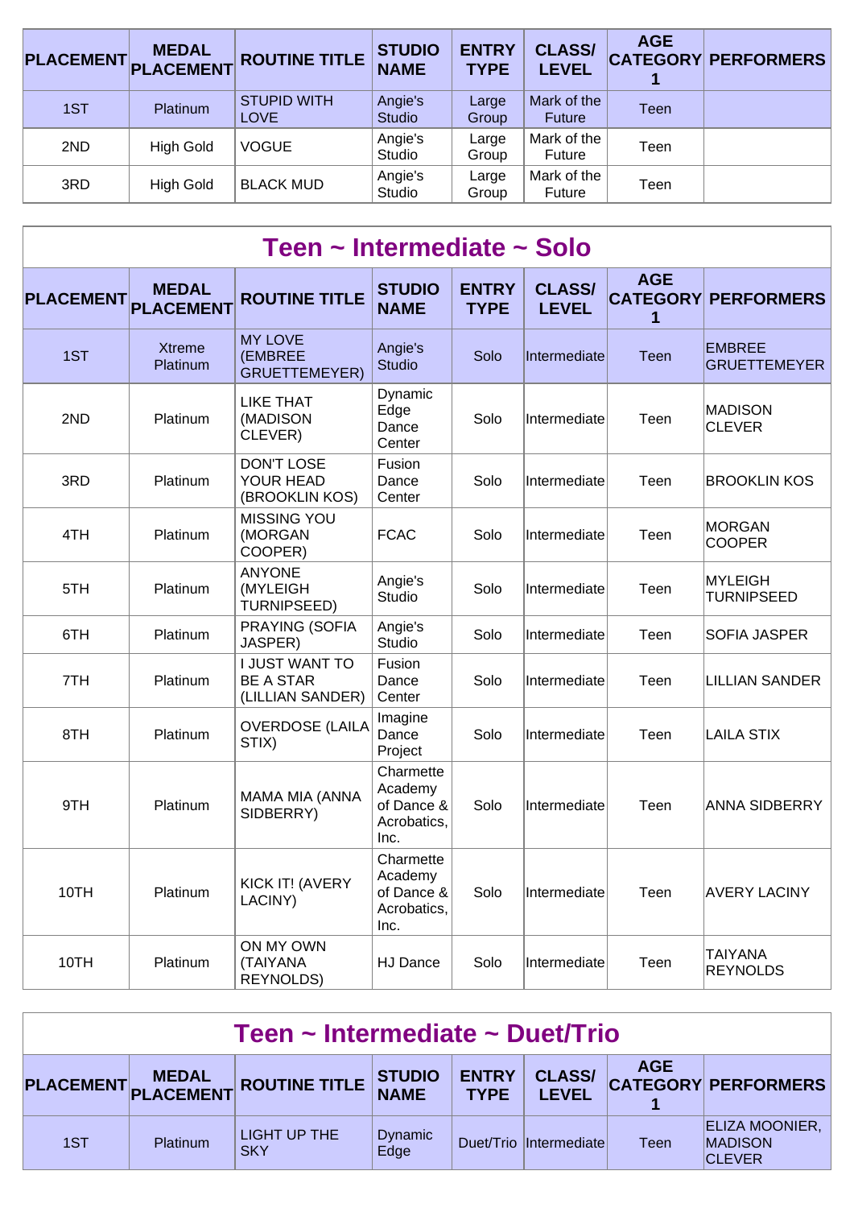| PLACEMENT | MEDAL PLACEMENT | ROUTINE TITLE | STUDIO NAME | ENTRY TYPE | CLASS/ LEVEL | AGE CATEGORY 1 | PERFORMERS |
|---|---|---|---|---|---|---|---|
| 1ST | Platinum | STUPID WITH LOVE | Angie's Studio | Large Group | Mark of the Future | Teen | |
| 2ND | High Gold | VOGUE | Angie's Studio | Large Group | Mark of the Future | Teen | |
| 3RD | High Gold | BLACK MUD | Angie's Studio | Large Group | Mark of the Future | Teen | |

## Teen ~ Intermediate ~ Solo

| PLACEMENT | MEDAL PLACEMENT | ROUTINE TITLE | STUDIO NAME | ENTRY TYPE | CLASS/ LEVEL | AGE CATEGORY 1 | PERFORMERS |
|---|---|---|---|---|---|---|---|
| 1ST | Xtreme Platinum | MY LOVE (EMBREE GRUETTEMEYER) | Angie's Studio | Solo | Intermediate | Teen | EMBREE GRUETTEMEYER |
| 2ND | Platinum | LIKE THAT (MADISON CLEVER) | Dynamic Edge Dance Center | Solo | Intermediate | Teen | MADISON CLEVER |
| 3RD | Platinum | DON'T LOSE YOUR HEAD (BROOKLIN KOS) | Fusion Dance Center | Solo | Intermediate | Teen | BROOKLIN KOS |
| 4TH | Platinum | MISSING YOU (MORGAN COOPER) | FCAC | Solo | Intermediate | Teen | MORGAN COOPER |
| 5TH | Platinum | ANYONE (MYLEIGH TURNIPSEED) | Angie's Studio | Solo | Intermediate | Teen | MYLEIGH TURNIPSEED |
| 6TH | Platinum | PRAYING (SOFIA JASPER) | Angie's Studio | Solo | Intermediate | Teen | SOFIA JASPER |
| 7TH | Platinum | I JUST WANT TO BE A STAR (LILLIAN SANDER) | Fusion Dance Center | Solo | Intermediate | Teen | LILLIAN SANDER |
| 8TH | Platinum | OVERDOSE (LAILA STIX) | Imagine Dance Project | Solo | Intermediate | Teen | LAILA STIX |
| 9TH | Platinum | MAMA MIA (ANNA SIDBERRY) | Charmette Academy of Dance & Acrobatics, Inc. | Solo | Intermediate | Teen | ANNA SIDBERRY |
| 10TH | Platinum | KICK IT! (AVERY LACINY) | Charmette Academy of Dance & Acrobatics, Inc. | Solo | Intermediate | Teen | AVERY LACINY |
| 10TH | Platinum | ON MY OWN (TAIYANA REYNOLDS) | HJ Dance | Solo | Intermediate | Teen | TAIYANA REYNOLDS |

## Teen ~ Intermediate ~ Duet/Trio

| PLACEMENT | MEDAL PLACEMENT | ROUTINE TITLE | STUDIO NAME | ENTRY TYPE | CLASS/ LEVEL | AGE CATEGORY 1 | PERFORMERS |
|---|---|---|---|---|---|---|---|
| 1ST | Platinum | LIGHT UP THE SKY | Dynamic Edge | Duet/Trio | Intermediate | Teen | ELIZA MOONIER, MADISON CLEVER |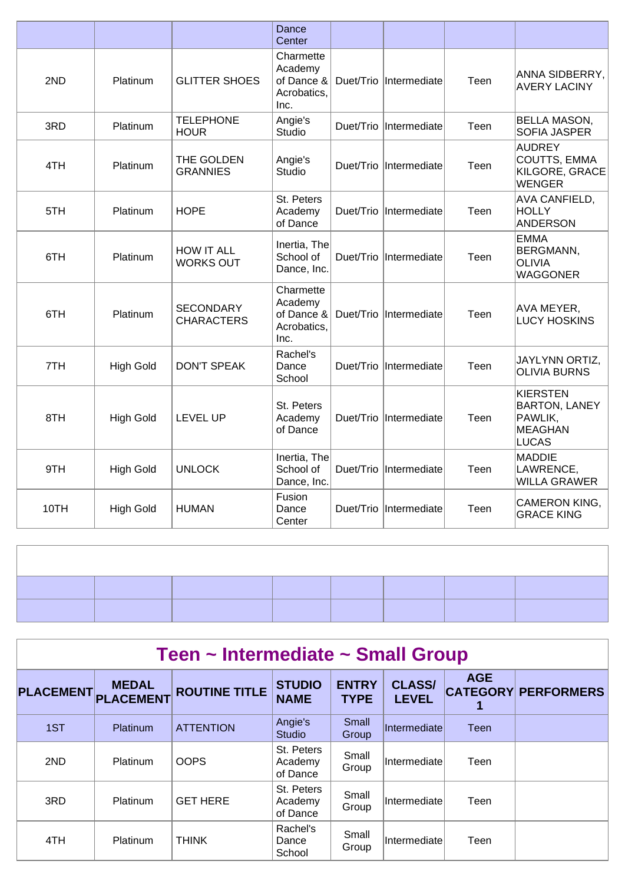| | | | | | | | |
|---|---|---|---|---|---|---|---|
| | | | Dance Center | | | | |
| 2ND | Platinum | GLITTER SHOES | Charmette Academy of Dance & Acrobatics, Inc. | Duet/Trio | Intermediate | Teen | ANNA SIDBERRY, AVERY LACINY |
| 3RD | Platinum | TELEPHONE HOUR | Angie's Studio | Duet/Trio | Intermediate | Teen | BELLA MASON, SOFIA JASPER |
| 4TH | Platinum | THE GOLDEN GRANNIES | Angie's Studio | Duet/Trio | Intermediate | Teen | AUDREY COUTTS, EMMA KILGORE, GRACE WENGER |
| 5TH | Platinum | HOPE | St. Peters Academy of Dance | Duet/Trio | Intermediate | Teen | AVA CANFIELD, HOLLY ANDERSON |
| 6TH | Platinum | HOW IT ALL WORKS OUT | Inertia, The School of Dance, Inc. | Duet/Trio | Intermediate | Teen | EMMA BERGMANN, OLIVIA WAGGONER |
| 6TH | Platinum | SECONDARY CHARACTERS | Charmette Academy of Dance & Acrobatics, Inc. | Duet/Trio | Intermediate | Teen | AVA MEYER, LUCY HOSKINS |
| 7TH | High Gold | DON'T SPEAK | Rachel's Dance School | Duet/Trio | Intermediate | Teen | JAYLYNN ORTIZ, OLIVIA BURNS |
| 8TH | High Gold | LEVEL UP | St. Peters Academy of Dance | Duet/Trio | Intermediate | Teen | KIERSTEN BARTON, LANEY PAWLIK, MEAGHAN LUCAS |
| 9TH | High Gold | UNLOCK | Inertia, The School of Dance, Inc. | Duet/Trio | Intermediate | Teen | MADDIE LAWRENCE, WILLA GRAWER |
| 10TH | High Gold | HUMAN | Fusion Dance Center | Duet/Trio | Intermediate | Teen | CAMERON KING, GRACE KING |

## Teen ~ Intermediate ~ Small Group

| PLACEMENT | MEDAL PLACEMENT | ROUTINE TITLE | STUDIO NAME | ENTRY TYPE | CLASS/ LEVEL | AGE CATEGORY 1 | PERFORMERS |
|---|---|---|---|---|---|---|---|
| 1ST | Platinum | ATTENTION | Angie's Studio | Small Group | Intermediate | Teen | |
| 2ND | Platinum | OOPS | St. Peters Academy of Dance | Small Group | Intermediate | Teen | |
| 3RD | Platinum | GET HERE | St. Peters Academy of Dance | Small Group | Intermediate | Teen | |
| 4TH | Platinum | THINK | Rachel's Dance School | Small Group | Intermediate | Teen | |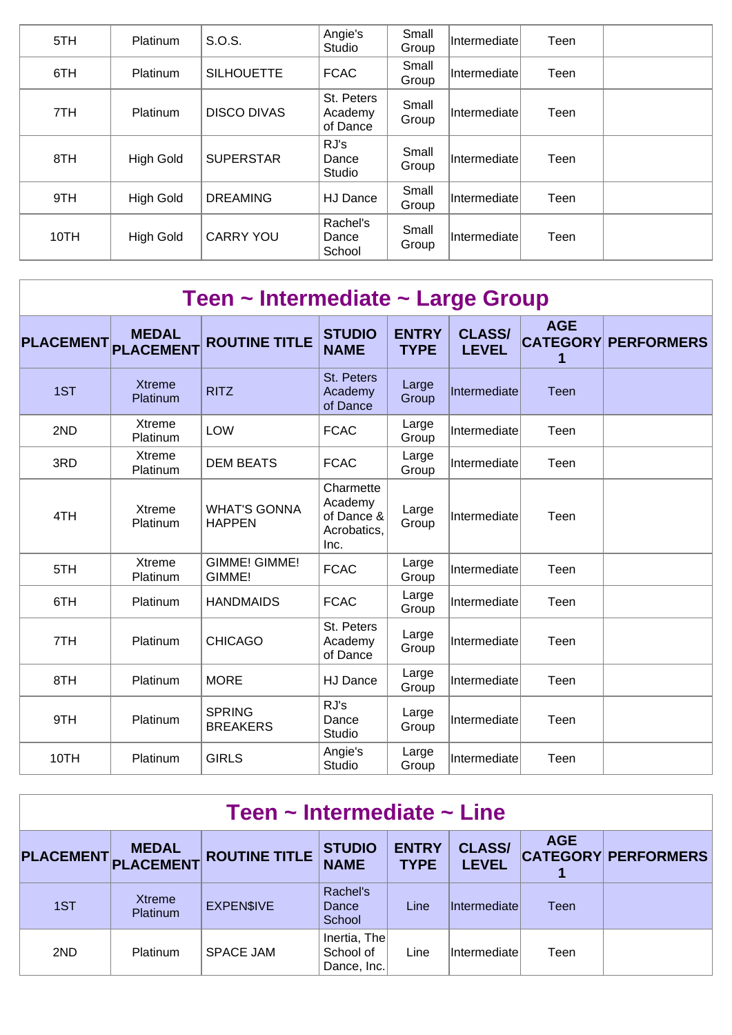| | | | | | | | |
|---|---|---|---|---|---|---|---|
| 5TH | Platinum | S.O.S. | Angie's Studio | Small Group | Intermediate | Teen | |
| 6TH | Platinum | SILHOUETTE | FCAC | Small Group | Intermediate | Teen | |
| 7TH | Platinum | DISCO DIVAS | St. Peters Academy of Dance | Small Group | Intermediate | Teen | |
| 8TH | High Gold | SUPERSTAR | RJ's Dance Studio | Small Group | Intermediate | Teen | |
| 9TH | High Gold | DREAMING | HJ Dance | Small Group | Intermediate | Teen | |
| 10TH | High Gold | CARRY YOU | Rachel's Dance School | Small Group | Intermediate | Teen | |

## Teen ~ Intermediate ~ Large Group

| PLACEMENT | MEDAL PLACEMENT | ROUTINE TITLE | STUDIO NAME | ENTRY TYPE | CLASS/ LEVEL | AGE CATEGORY 1 | PERFORMERS |
|---|---|---|---|---|---|---|---|
| 1ST | Xtreme Platinum | RITZ | St. Peters Academy of Dance | Large Group | Intermediate | Teen | |
| 2ND | Xtreme Platinum | LOW | FCAC | Large Group | Intermediate | Teen | |
| 3RD | Xtreme Platinum | DEM BEATS | FCAC | Large Group | Intermediate | Teen | |
| 4TH | Xtreme Platinum | WHAT'S GONNA HAPPEN | Charmette Academy of Dance & Acrobatics, Inc. | Large Group | Intermediate | Teen | |
| 5TH | Xtreme Platinum | GIMME! GIMME! GIMME! | FCAC | Large Group | Intermediate | Teen | |
| 6TH | Platinum | HANDMAIDS | FCAC | Large Group | Intermediate | Teen | |
| 7TH | Platinum | CHICAGO | St. Peters Academy of Dance | Large Group | Intermediate | Teen | |
| 8TH | Platinum | MORE | HJ Dance | Large Group | Intermediate | Teen | |
| 9TH | Platinum | SPRING BREAKERS | RJ's Dance Studio | Large Group | Intermediate | Teen | |
| 10TH | Platinum | GIRLS | Angie's Studio | Large Group | Intermediate | Teen | |

## Teen ~ Intermediate ~ Line

| PLACEMENT | MEDAL PLACEMENT | ROUTINE TITLE | STUDIO NAME | ENTRY TYPE | CLASS/ LEVEL | AGE CATEGORY 1 | PERFORMERS |
|---|---|---|---|---|---|---|---|
| 1ST | Xtreme Platinum | EXPEN$IVE | Rachel's Dance School | Line | Intermediate | Teen | |
| 2ND | Platinum | SPACE JAM | Inertia, The School of Dance, Inc. | Line | Intermediate | Teen | |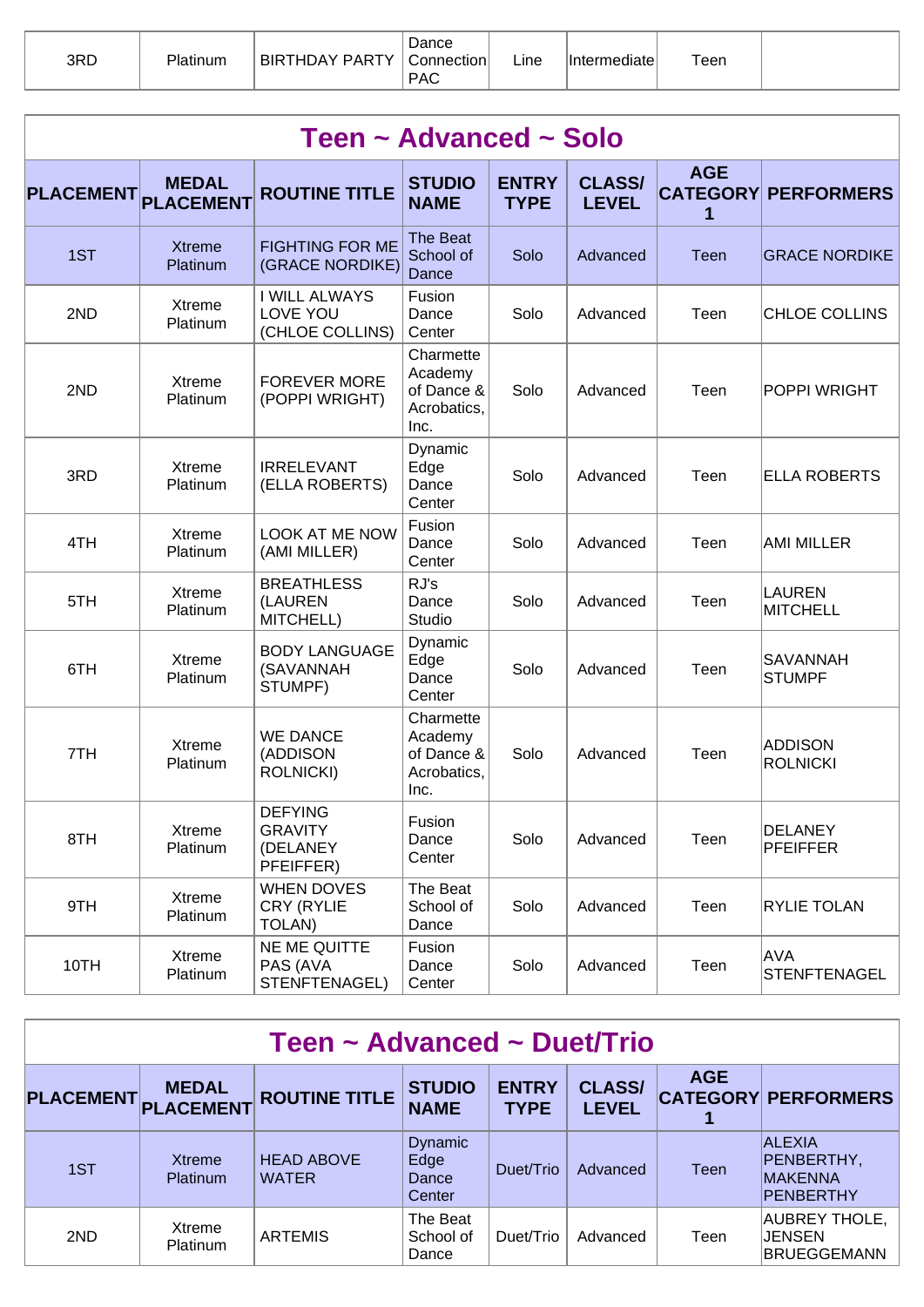| | | | | | | | |
|---|---|---|---|---|---|---|---|
| 3RD | Platinum | BIRTHDAY PARTY | Dance Connection PAC | Line | Intermediate | Teen | |

## Teen ~ Advanced ~ Solo

| PLACEMENT | MEDAL PLACEMENT | ROUTINE TITLE | STUDIO NAME | ENTRY TYPE | CLASS/ LEVEL | AGE CATEGORY 1 | PERFORMERS |
|---|---|---|---|---|---|---|---|
| 1ST | Xtreme Platinum | FIGHTING FOR ME (GRACE NORDIKE) | The Beat School of Dance | Solo | Advanced | Teen | GRACE NORDIKE |
| 2ND | Xtreme Platinum | I WILL ALWAYS LOVE YOU (CHLOE COLLINS) | Fusion Dance Center | Solo | Advanced | Teen | CHLOE COLLINS |
| 2ND | Xtreme Platinum | FOREVER MORE (POPPI WRIGHT) | Charmette Academy of Dance & Acrobatics, Inc. | Solo | Advanced | Teen | POPPI WRIGHT |
| 3RD | Xtreme Platinum | IRRELEVANT (ELLA ROBERTS) | Dynamic Edge Dance Center | Solo | Advanced | Teen | ELLA ROBERTS |
| 4TH | Xtreme Platinum | LOOK AT ME NOW (AMI MILLER) | Fusion Dance Center | Solo | Advanced | Teen | AMI MILLER |
| 5TH | Xtreme Platinum | BREATHLESS (LAUREN MITCHELL) | RJ's Dance Studio | Solo | Advanced | Teen | LAUREN MITCHELL |
| 6TH | Xtreme Platinum | BODY LANGUAGE (SAVANNAH STUMPF) | Dynamic Edge Dance Center | Solo | Advanced | Teen | SAVANNAH STUMPF |
| 7TH | Xtreme Platinum | WE DANCE (ADDISON ROLNICKI) | Charmette Academy of Dance & Acrobatics, Inc. | Solo | Advanced | Teen | ADDISON ROLNICKI |
| 8TH | Xtreme Platinum | DEFYING GRAVITY (DELANEY PFEIFFER) | Fusion Dance Center | Solo | Advanced | Teen | DELANEY PFEIFFER |
| 9TH | Xtreme Platinum | WHEN DOVES CRY (RYLIE TOLAN) | The Beat School of Dance | Solo | Advanced | Teen | RYLIE TOLAN |
| 10TH | Xtreme Platinum | NE ME QUITTE PAS (AVA STENFTENAGEL) | Fusion Dance Center | Solo | Advanced | Teen | AVA STENFTENAGEL |

## Teen ~ Advanced ~ Duet/Trio

| PLACEMENT | MEDAL PLACEMENT | ROUTINE TITLE | STUDIO NAME | ENTRY TYPE | CLASS/ LEVEL | AGE CATEGORY 1 | PERFORMERS |
|---|---|---|---|---|---|---|---|
| 1ST | Xtreme Platinum | HEAD ABOVE WATER | Dynamic Edge Dance Center | Duet/Trio | Advanced | Teen | ALEXIA PENBERTHY, MAKENNA PENBERTHY |
| 2ND | Xtreme Platinum | ARTEMIS | The Beat School of Dance | Duet/Trio | Advanced | Teen | AUBREY THOLE, JENSEN BRUEGGEMANN |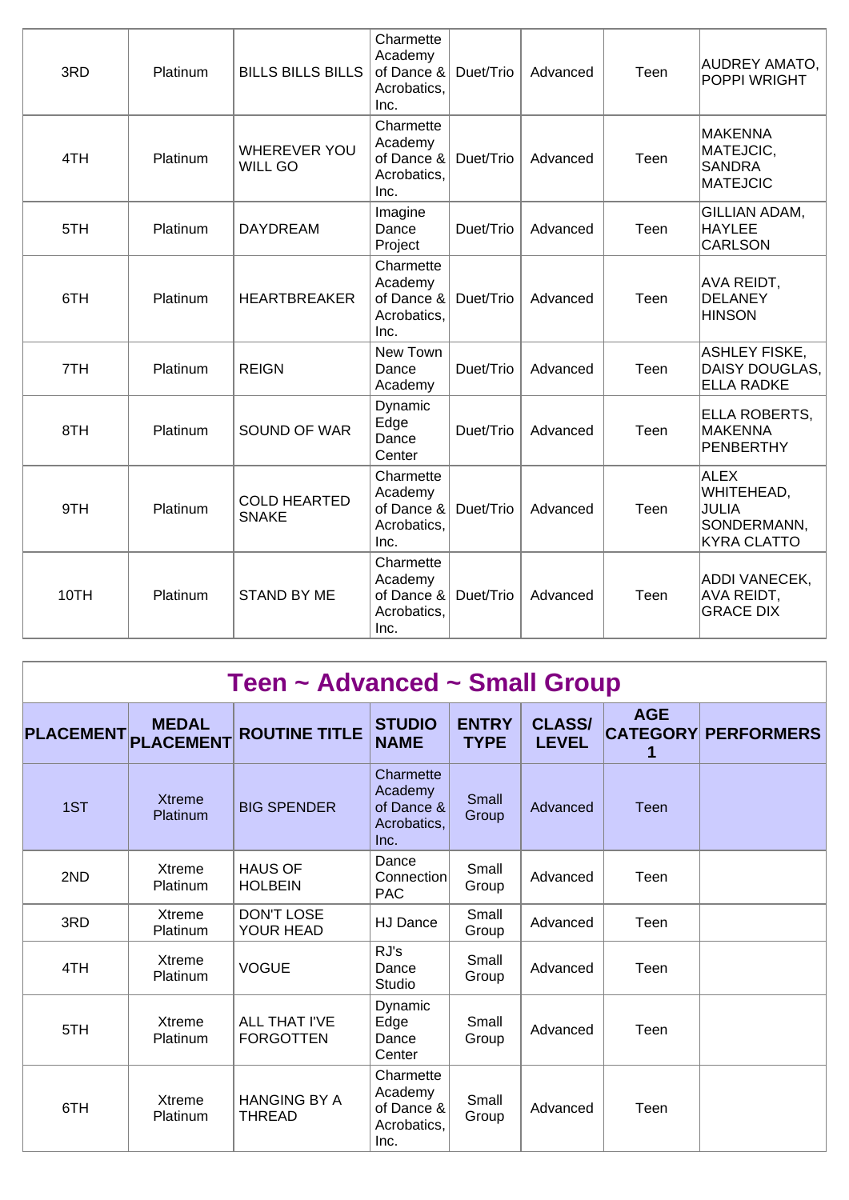| | | | | | | | |
|---|---|---|---|---|---|---|---|
| 3RD | Platinum | BILLS BILLS BILLS | Charmette Academy of Dance & Acrobatics, Inc. | Duet/Trio | Advanced | Teen | AUDREY AMATO, POPPI WRIGHT |
| 4TH | Platinum | WHEREVER YOU WILL GO | Charmette Academy of Dance & Acrobatics, Inc. | Duet/Trio | Advanced | Teen | MAKENNA MATEJCIC, SANDRA MATEJCIC |
| 5TH | Platinum | DAYDREAM | Imagine Dance Project | Duet/Trio | Advanced | Teen | GILLIAN ADAM, HAYLEE CARLSON |
| 6TH | Platinum | HEARTBREAKER | Charmette Academy of Dance & Acrobatics, Inc. | Duet/Trio | Advanced | Teen | AVA REIDT, DELANEY HINSON |
| 7TH | Platinum | REIGN | New Town Dance Academy | Duet/Trio | Advanced | Teen | ASHLEY FISKE, DAISY DOUGLAS, ELLA RADKE |
| 8TH | Platinum | SOUND OF WAR | Dynamic Edge Dance Center | Duet/Trio | Advanced | Teen | ELLA ROBERTS, MAKENNA PENBERTHY |
| 9TH | Platinum | COLD HEARTED SNAKE | Charmette Academy of Dance & Acrobatics, Inc. | Duet/Trio | Advanced | Teen | ALEX WHITEHEAD, JULIA SONDERMANN, KYRA CLATTO |
| 10TH | Platinum | STAND BY ME | Charmette Academy of Dance & Acrobatics, Inc. | Duet/Trio | Advanced | Teen | ADDI VANECEK, AVA REIDT, GRACE DIX |

## Teen ~ Advanced ~ Small Group

| PLACEMENT | MEDAL PLACEMENT | ROUTINE TITLE | STUDIO NAME | ENTRY TYPE | CLASS/ LEVEL | AGE CATEGORY 1 | PERFORMERS |
|---|---|---|---|---|---|---|---|
| 1ST | Xtreme Platinum | BIG SPENDER | Charmette Academy of Dance & Acrobatics, Inc. | Small Group | Advanced | Teen | |
| 2ND | Xtreme Platinum | HAUS OF HOLBEIN | Dance Connection PAC | Small Group | Advanced | Teen | |
| 3RD | Xtreme Platinum | DON'T LOSE YOUR HEAD | HJ Dance | Small Group | Advanced | Teen | |
| 4TH | Xtreme Platinum | VOGUE | RJ's Dance Studio | Small Group | Advanced | Teen | |
| 5TH | Xtreme Platinum | ALL THAT I'VE FORGOTTEN | Dynamic Edge Dance Center | Small Group | Advanced | Teen | |
| 6TH | Xtreme Platinum | HANGING BY A THREAD | Charmette Academy of Dance & Acrobatics, Inc. | Small Group | Advanced | Teen | |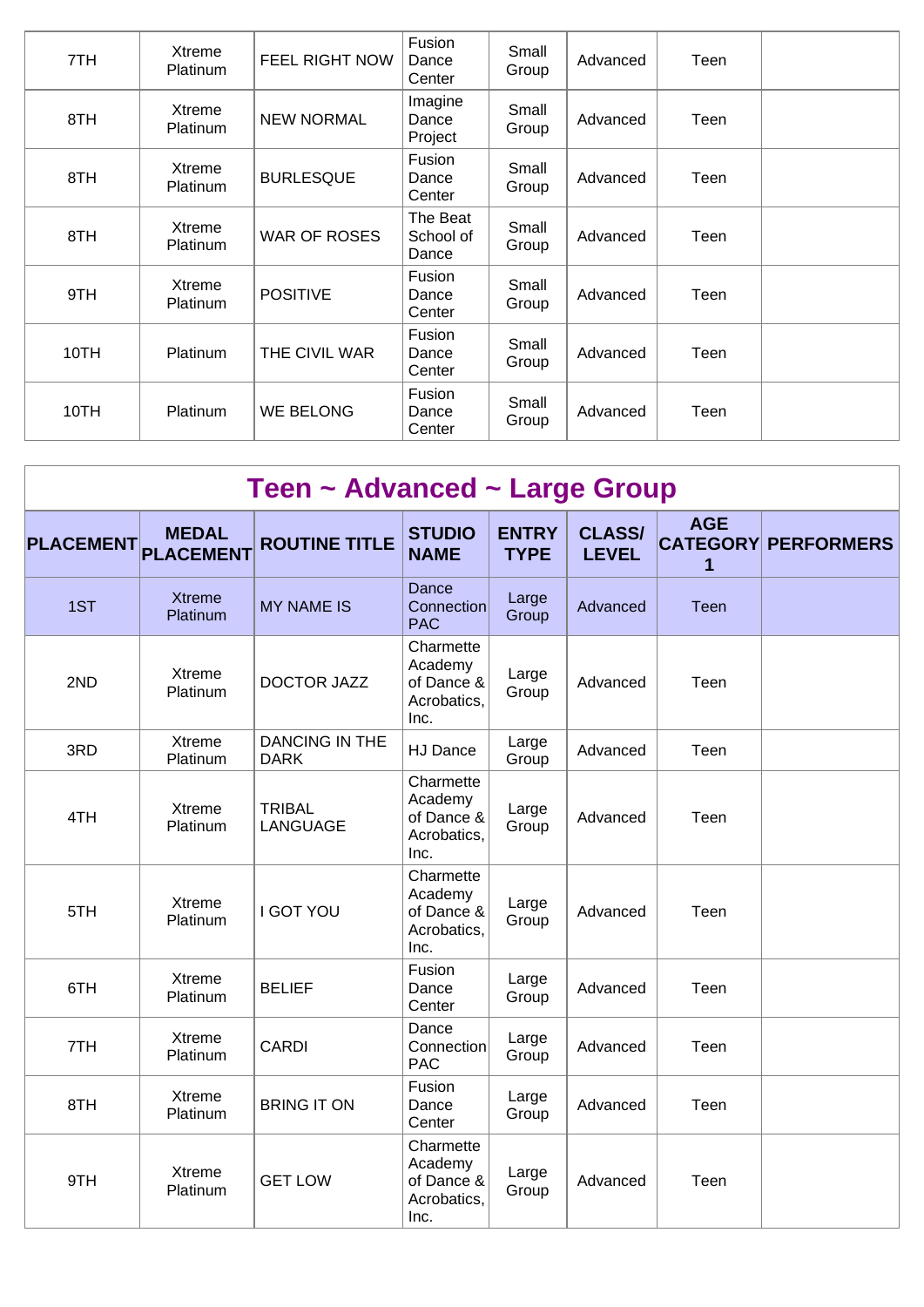| | | | | | | | |
|---|---|---|---|---|---|---|---|
| 7TH | Xtreme Platinum | FEEL RIGHT NOW | Fusion Dance Center | Small Group | Advanced | Teen | |
| 8TH | Xtreme Platinum | NEW NORMAL | Imagine Dance Project | Small Group | Advanced | Teen | |
| 8TH | Xtreme Platinum | BURLESQUE | Fusion Dance Center | Small Group | Advanced | Teen | |
| 8TH | Xtreme Platinum | WAR OF ROSES | The Beat School of Dance | Small Group | Advanced | Teen | |
| 9TH | Xtreme Platinum | POSITIVE | Fusion Dance Center | Small Group | Advanced | Teen | |
| 10TH | Platinum | THE CIVIL WAR | Fusion Dance Center | Small Group | Advanced | Teen | |
| 10TH | Platinum | WE BELONG | Fusion Dance Center | Small Group | Advanced | Teen | |

## Teen ~ Advanced ~ Large Group

| PLACEMENT | MEDAL PLACEMENT | ROUTINE TITLE | STUDIO NAME | ENTRY TYPE | CLASS/ LEVEL | AGE CATEGORY 1 | PERFORMERS |
|---|---|---|---|---|---|---|---|
| 1ST | Xtreme Platinum | MY NAME IS | Dance Connection PAC | Large Group | Advanced | Teen | |
| 2ND | Xtreme Platinum | DOCTOR JAZZ | Charmette Academy of Dance & Acrobatics, Inc. | Large Group | Advanced | Teen | |
| 3RD | Xtreme Platinum | DANCING IN THE DARK | HJ Dance | Large Group | Advanced | Teen | |
| 4TH | Xtreme Platinum | TRIBAL LANGUAGE | Charmette Academy of Dance & Acrobatics, Inc. | Large Group | Advanced | Teen | |
| 5TH | Xtreme Platinum | I GOT YOU | Charmette Academy of Dance & Acrobatics, Inc. | Large Group | Advanced | Teen | |
| 6TH | Xtreme Platinum | BELIEF | Fusion Dance Center | Large Group | Advanced | Teen | |
| 7TH | Xtreme Platinum | CARDI | Dance Connection PAC | Large Group | Advanced | Teen | |
| 8TH | Xtreme Platinum | BRING IT ON | Fusion Dance Center | Large Group | Advanced | Teen | |
| 9TH | Xtreme Platinum | GET LOW | Charmette Academy of Dance & Acrobatics, Inc. | Large Group | Advanced | Teen | |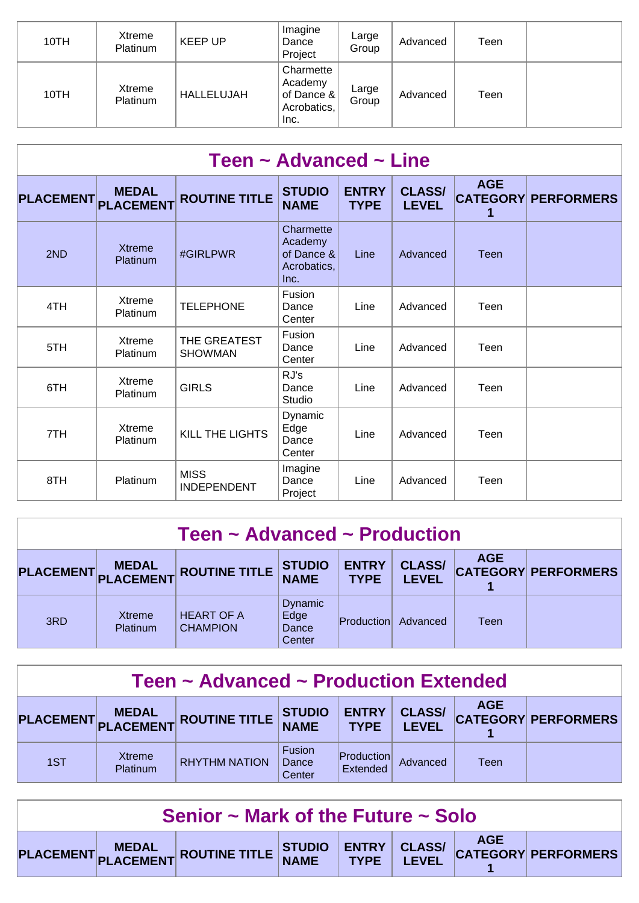| | | | | | | | |
|---|---|---|---|---|---|---|---|
| 10TH | Xtreme Platinum | KEEP UP | Imagine Dance Project | Large Group | Advanced | Teen | |
| 10TH | Xtreme Platinum | HALLELUJAH | Charmette Academy of Dance & Acrobatics, Inc. | Large Group | Advanced | Teen | |

## Teen ~ Advanced ~ Line

| PLACEMENT | MEDAL PLACEMENT | ROUTINE TITLE | STUDIO NAME | ENTRY TYPE | CLASS/ LEVEL | AGE CATEGORY 1 | PERFORMERS |
|---|---|---|---|---|---|---|---|
| 2ND | Xtreme Platinum | #GIRLPWR | Charmette Academy of Dance & Acrobatics, Inc. | Line | Advanced | Teen | |
| 4TH | Xtreme Platinum | TELEPHONE | Fusion Dance Center | Line | Advanced | Teen | |
| 5TH | Xtreme Platinum | THE GREATEST SHOWMAN | Fusion Dance Center | Line | Advanced | Teen | |
| 6TH | Xtreme Platinum | GIRLS | RJ's Dance Studio | Line | Advanced | Teen | |
| 7TH | Xtreme Platinum | KILL THE LIGHTS | Dynamic Edge Dance Center | Line | Advanced | Teen | |
| 8TH | Platinum | MISS INDEPENDENT | Imagine Dance Project | Line | Advanced | Teen | |

## Teen ~ Advanced ~ Production

| PLACEMENT | MEDAL PLACEMENT | ROUTINE TITLE | STUDIO NAME | ENTRY TYPE | CLASS/ LEVEL | AGE CATEGORY 1 | PERFORMERS |
|---|---|---|---|---|---|---|---|
| 3RD | Xtreme Platinum | HEART OF A CHAMPION | Dynamic Edge Dance Center | Production | Advanced | Teen | |

## Teen ~ Advanced ~ Production Extended

| PLACEMENT | MEDAL PLACEMENT | ROUTINE TITLE | STUDIO NAME | ENTRY TYPE | CLASS/ LEVEL | AGE CATEGORY 1 | PERFORMERS |
|---|---|---|---|---|---|---|---|
| 1ST | Xtreme Platinum | RHYTHM NATION | Fusion Dance Center | Production Extended | Advanced | Teen | |

## Senior ~ Mark of the Future ~ Solo

| PLACEMENT | MEDAL PLACEMENT | ROUTINE TITLE | STUDIO NAME | ENTRY TYPE | CLASS/ LEVEL | AGE CATEGORY 1 | PERFORMERS |
|---|---|---|---|---|---|---|---|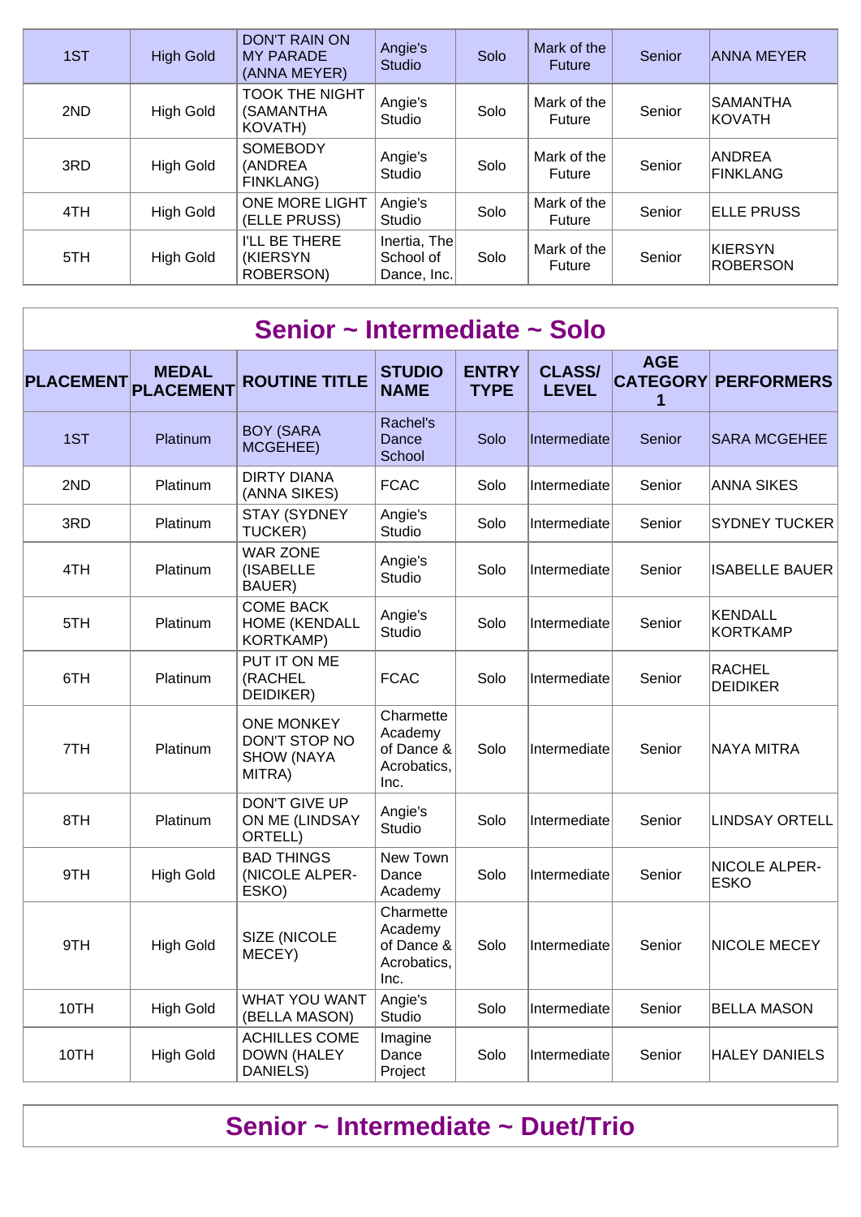| | | | | | | | |
|---|---|---|---|---|---|---|---|
| 1ST | High Gold | DON'T RAIN ON MY PARADE (ANNA MEYER) | Angie's Studio | Solo | Mark of the Future | Senior | ANNA MEYER |
| 2ND | High Gold | TOOK THE NIGHT (SAMANTHA KOVATH) | Angie's Studio | Solo | Mark of the Future | Senior | SAMANTHA KOVATH |
| 3RD | High Gold | SOMEBODY (ANDREA FINKLANG) | Angie's Studio | Solo | Mark of the Future | Senior | ANDREA FINKLANG |
| 4TH | High Gold | ONE MORE LIGHT (ELLE PRUSS) | Angie's Studio | Solo | Mark of the Future | Senior | ELLE PRUSS |
| 5TH | High Gold | I'LL BE THERE (KIERSYN ROBERSON) | Inertia, The School of Dance, Inc. | Solo | Mark of the Future | Senior | KIERSYN ROBERSON |

## Senior ~ Intermediate ~ Solo

| PLACEMENT | MEDAL PLACEMENT | ROUTINE TITLE | STUDIO NAME | ENTRY TYPE | CLASS/ LEVEL | AGE CATEGORY 1 | PERFORMERS |
|---|---|---|---|---|---|---|---|
| 1ST | Platinum | BOY (SARA MCGEHEE) | Rachel's Dance School | Solo | Intermediate | Senior | SARA MCGEHEE |
| 2ND | Platinum | DIRTY DIANA (ANNA SIKES) | FCAC | Solo | Intermediate | Senior | ANNA SIKES |
| 3RD | Platinum | STAY (SYDNEY TUCKER) | Angie's Studio | Solo | Intermediate | Senior | SYDNEY TUCKER |
| 4TH | Platinum | WAR ZONE (ISABELLE BAUER) | Angie's Studio | Solo | Intermediate | Senior | ISABELLE BAUER |
| 5TH | Platinum | COME BACK HOME (KENDALL KORTKAMP) | Angie's Studio | Solo | Intermediate | Senior | KENDALL KORTKAMP |
| 6TH | Platinum | PUT IT ON ME (RACHEL DEIDIKER) | FCAC | Solo | Intermediate | Senior | RACHEL DEIDIKER |
| 7TH | Platinum | ONE MONKEY DON'T STOP NO SHOW (NAYA MITRA) | Charmette Academy of Dance & Acrobatics, Inc. | Solo | Intermediate | Senior | NAYA MITRA |
| 8TH | Platinum | DON'T GIVE UP ON ME (LINDSAY ORTELL) | Angie's Studio | Solo | Intermediate | Senior | LINDSAY ORTELL |
| 9TH | High Gold | BAD THINGS (NICOLE ALPER-ESKO) | New Town Dance Academy | Solo | Intermediate | Senior | NICOLE ALPER-ESKO |
| 9TH | High Gold | SIZE (NICOLE MECEY) | Charmette Academy of Dance & Acrobatics, Inc. | Solo | Intermediate | Senior | NICOLE MECEY |
| 10TH | High Gold | WHAT YOU WANT (BELLA MASON) | Angie's Studio | Solo | Intermediate | Senior | BELLA MASON |
| 10TH | High Gold | ACHILLES COME DOWN (HALEY DANIELS) | Imagine Dance Project | Solo | Intermediate | Senior | HALEY DANIELS |

## Senior ~ Intermediate ~ Duet/Trio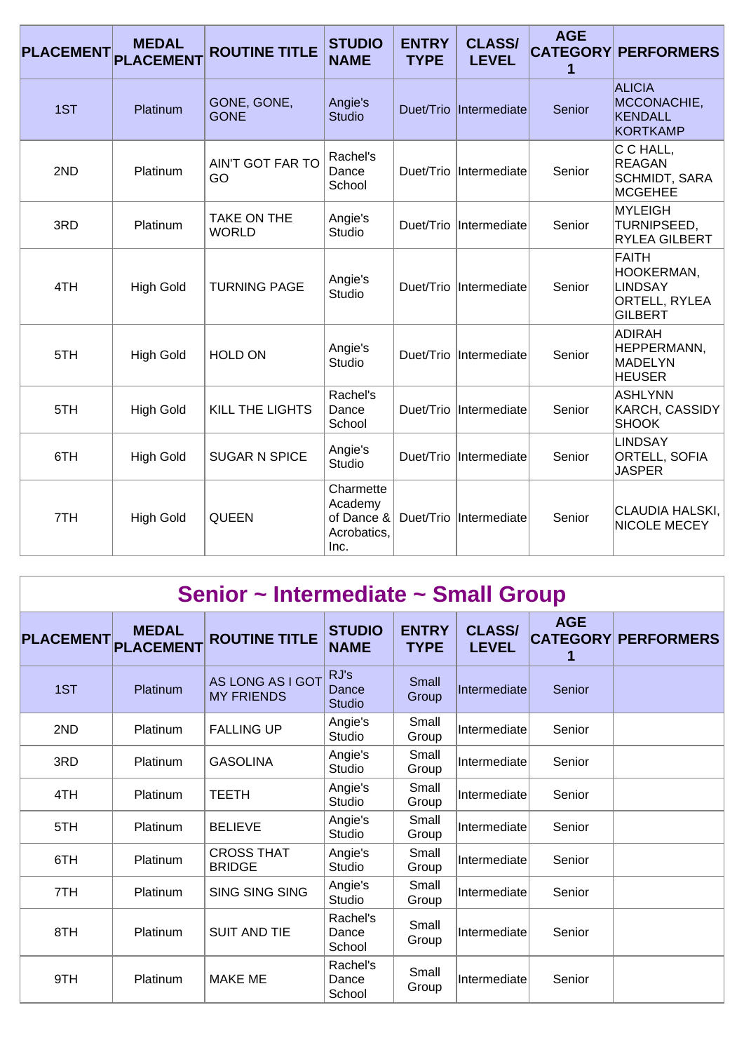| PLACEMENT | MEDAL PLACEMENT | ROUTINE TITLE | STUDIO NAME | ENTRY TYPE | CLASS/ LEVEL | AGE CATEGORY 1 | PERFORMERS |
|---|---|---|---|---|---|---|---|
| 1ST | Platinum | GONE, GONE, GONE | Angie's Studio | Duet/Trio | Intermediate | Senior | ALICIA MCCONACHIE, KENDALL KORTKAMP |
| 2ND | Platinum | AIN'T GOT FAR TO GO | Rachel's Dance School | Duet/Trio | Intermediate | Senior | C C HALL, REAGAN SCHMIDT, SARA MCGEHEE |
| 3RD | Platinum | TAKE ON THE WORLD | Angie's Studio | Duet/Trio | Intermediate | Senior | MYLEIGH TURNIPSEED, RYLEA GILBERT |
| 4TH | High Gold | TURNING PAGE | Angie's Studio | Duet/Trio | Intermediate | Senior | FAITH HOOKERMAN, LINDSAY ORTELL, RYLEA GILBERT |
| 5TH | High Gold | HOLD ON | Angie's Studio | Duet/Trio | Intermediate | Senior | ADIRAH HEPPERMANN, MADELYN HEUSER |
| 5TH | High Gold | KILL THE LIGHTS | Rachel's Dance School | Duet/Trio | Intermediate | Senior | ASHLYNN KARCH, CASSIDY SHOOK |
| 6TH | High Gold | SUGAR N SPICE | Angie's Studio | Duet/Trio | Intermediate | Senior | LINDSAY ORTELL, SOFIA JASPER |
| 7TH | High Gold | QUEEN | Charmette Academy of Dance & Acrobatics, Inc. | Duet/Trio | Intermediate | Senior | CLAUDIA HALSKI, NICOLE MECEY |

## Senior ~ Intermediate ~ Small Group

| PLACEMENT | MEDAL PLACEMENT | ROUTINE TITLE | STUDIO NAME | ENTRY TYPE | CLASS/ LEVEL | AGE CATEGORY 1 | PERFORMERS |
|---|---|---|---|---|---|---|---|
| 1ST | Platinum | AS LONG AS I GOT MY FRIENDS | RJ's Dance Studio | Small Group | Intermediate | Senior | |
| 2ND | Platinum | FALLING UP | Angie's Studio | Small Group | Intermediate | Senior | |
| 3RD | Platinum | GASOLINA | Angie's Studio | Small Group | Intermediate | Senior | |
| 4TH | Platinum | TEETH | Angie's Studio | Small Group | Intermediate | Senior | |
| 5TH | Platinum | BELIEVE | Angie's Studio | Small Group | Intermediate | Senior | |
| 6TH | Platinum | CROSS THAT BRIDGE | Angie's Studio | Small Group | Intermediate | Senior | |
| 7TH | Platinum | SING SING SING | Angie's Studio | Small Group | Intermediate | Senior | |
| 8TH | Platinum | SUIT AND TIE | Rachel's Dance School | Small Group | Intermediate | Senior | |
| 9TH | Platinum | MAKE ME | Rachel's Dance School | Small Group | Intermediate | Senior | |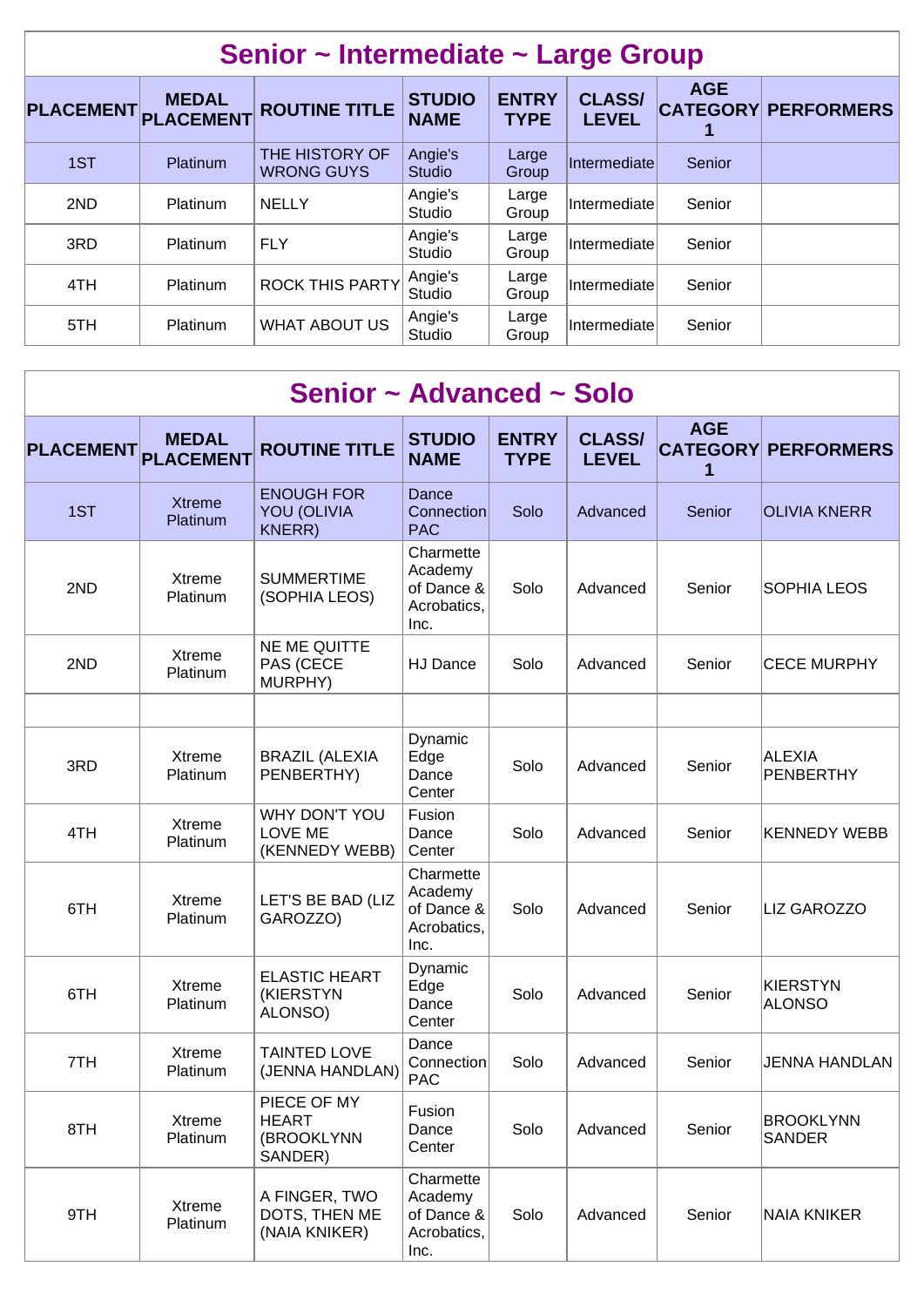## Senior ~ Intermediate ~ Large Group

| PLACEMENT | MEDAL PLACEMENT | ROUTINE TITLE | STUDIO NAME | ENTRY TYPE | CLASS/ LEVEL | AGE CATEGORY 1 | PERFORMERS |
|---|---|---|---|---|---|---|---|
| 1ST | Platinum | THE HISTORY OF WRONG GUYS | Angie's Studio | Large Group | Intermediate | Senior | |
| 2ND | Platinum | NELLY | Angie's Studio | Large Group | Intermediate | Senior | |
| 3RD | Platinum | FLY | Angie's Studio | Large Group | Intermediate | Senior | |
| 4TH | Platinum | ROCK THIS PARTY | Angie's Studio | Large Group | Intermediate | Senior | |
| 5TH | Platinum | WHAT ABOUT US | Angie's Studio | Large Group | Intermediate | Senior | |

## Senior ~ Advanced ~ Solo

| PLACEMENT | MEDAL PLACEMENT | ROUTINE TITLE | STUDIO NAME | ENTRY TYPE | CLASS/ LEVEL | AGE CATEGORY 1 | PERFORMERS |
|---|---|---|---|---|---|---|---|
| 1ST | Xtreme Platinum | ENOUGH FOR YOU (OLIVIA KNERR) | Dance Connection PAC | Solo | Advanced | Senior | OLIVIA KNERR |
| 2ND | Xtreme Platinum | SUMMERTIME (SOPHIA LEOS) | Charmette Academy of Dance & Acrobatics, Inc. | Solo | Advanced | Senior | SOPHIA LEOS |
| 2ND | Xtreme Platinum | NE ME QUITTE PAS (CECE MURPHY) | HJ Dance | Solo | Advanced | Senior | CECE MURPHY |
| | | | | | | | |
| 3RD | Xtreme Platinum | BRAZIL (ALEXIA PENBERTHY) | Dynamic Edge Dance Center | Solo | Advanced | Senior | ALEXIA PENBERTHY |
| 4TH | Xtreme Platinum | WHY DON'T YOU LOVE ME (KENNEDY WEBB) | Fusion Dance Center | Solo | Advanced | Senior | KENNEDY WEBB |
| 6TH | Xtreme Platinum | LET'S BE BAD (LIZ GAROZZO) | Charmette Academy of Dance & Acrobatics, Inc. | Solo | Advanced | Senior | LIZ GAROZZO |
| 6TH | Xtreme Platinum | ELASTIC HEART (KIERSTYN ALONSO) | Dynamic Edge Dance Center | Solo | Advanced | Senior | KIERSTYN ALONSO |
| 7TH | Xtreme Platinum | TAINTED LOVE (JENNA HANDLAN) | Dance Connection PAC | Solo | Advanced | Senior | JENNA HANDLAN |
| 8TH | Xtreme Platinum | PIECE OF MY HEART (BROOKLYNN SANDER) | Fusion Dance Center | Solo | Advanced | Senior | BROOKLYNN SANDER |
| 9TH | Xtreme Platinum | A FINGER, TWO DOTS, THEN ME (NAIA KNIKER) | Charmette Academy of Dance & Acrobatics, Inc. | Solo | Advanced | Senior | NAIA KNIKER |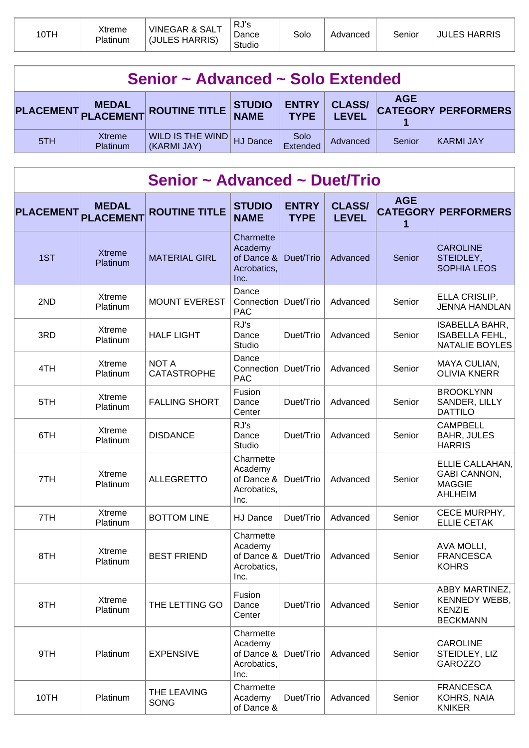| | | | | | | | |
|---|---|---|---|---|---|---|---|
| 10TH | Xtreme Platinum | VINEGAR & SALT (JULES HARRIS) | RJ's Dance Studio | Solo | Advanced | Senior | JULES HARRIS |

## Senior ~ Advanced ~ Solo Extended

| PLACEMENT | MEDAL PLACEMENT | ROUTINE TITLE | STUDIO NAME | ENTRY TYPE | CLASS/ LEVEL | AGE CATEGORY 1 | PERFORMERS |
|---|---|---|---|---|---|---|---|
| 5TH | Xtreme Platinum | WILD IS THE WIND (KARMI JAY) | HJ Dance | Solo Extended | Advanced | Senior | KARMI JAY |

## Senior ~ Advanced ~ Duet/Trio

| PLACEMENT | MEDAL PLACEMENT | ROUTINE TITLE | STUDIO NAME | ENTRY TYPE | CLASS/ LEVEL | AGE CATEGORY 1 | PERFORMERS |
|---|---|---|---|---|---|---|---|
| 1ST | Xtreme Platinum | MATERIAL GIRL | Charmette Academy of Dance & Acrobatics, Inc. | Duet/Trio | Advanced | Senior | CAROLINE STEIDLEY, SOPHIA LEOS |
| 2ND | Xtreme Platinum | MOUNT EVEREST | Dance Connection PAC | Duet/Trio | Advanced | Senior | ELLA CRISLIP, JENNA HANDLAN |
| 3RD | Xtreme Platinum | HALF LIGHT | RJ's Dance Studio | Duet/Trio | Advanced | Senior | ISABELLA BAHR, ISABELLA FEHL, NATALIE BOYLES |
| 4TH | Xtreme Platinum | NOT A CATASTROPHE | Dance Connection PAC | Duet/Trio | Advanced | Senior | MAYA CULIAN, OLIVIA KNERR |
| 5TH | Xtreme Platinum | FALLING SHORT | Fusion Dance Center | Duet/Trio | Advanced | Senior | BROOKLYNN SANDER, LILLY DATTILO |
| 6TH | Xtreme Platinum | DISDANCE | RJ's Dance Studio | Duet/Trio | Advanced | Senior | CAMPBELL BAHR, JULES HARRIS |
| 7TH | Xtreme Platinum | ALLEGRETTO | Charmette Academy of Dance & Acrobatics, Inc. | Duet/Trio | Advanced | Senior | ELLIE CALLAHAN, GABI CANNON, MAGGIE AHLHEIM |
| 7TH | Xtreme Platinum | BOTTOM LINE | HJ Dance | Duet/Trio | Advanced | Senior | CECE MURPHY, ELLIE CETAK |
| 8TH | Xtreme Platinum | BEST FRIEND | Charmette Academy of Dance & Acrobatics, Inc. | Duet/Trio | Advanced | Senior | AVA MOLLI, FRANCESCA KOHRS |
| 8TH | Xtreme Platinum | THE LETTING GO | Fusion Dance Center | Duet/Trio | Advanced | Senior | ABBY MARTINEZ, KENNEDY WEBB, KENZIE BECKMANN |
| 9TH | Platinum | EXPENSIVE | Charmette Academy of Dance & Acrobatics, Inc. | Duet/Trio | Advanced | Senior | CAROLINE STEIDLEY, LIZ GAROZZO |
| 10TH | Platinum | THE LEAVING SONG | Charmette Academy of Dance & | Duet/Trio | Advanced | Senior | FRANCESCA KOHRS, NAIA KNIKER |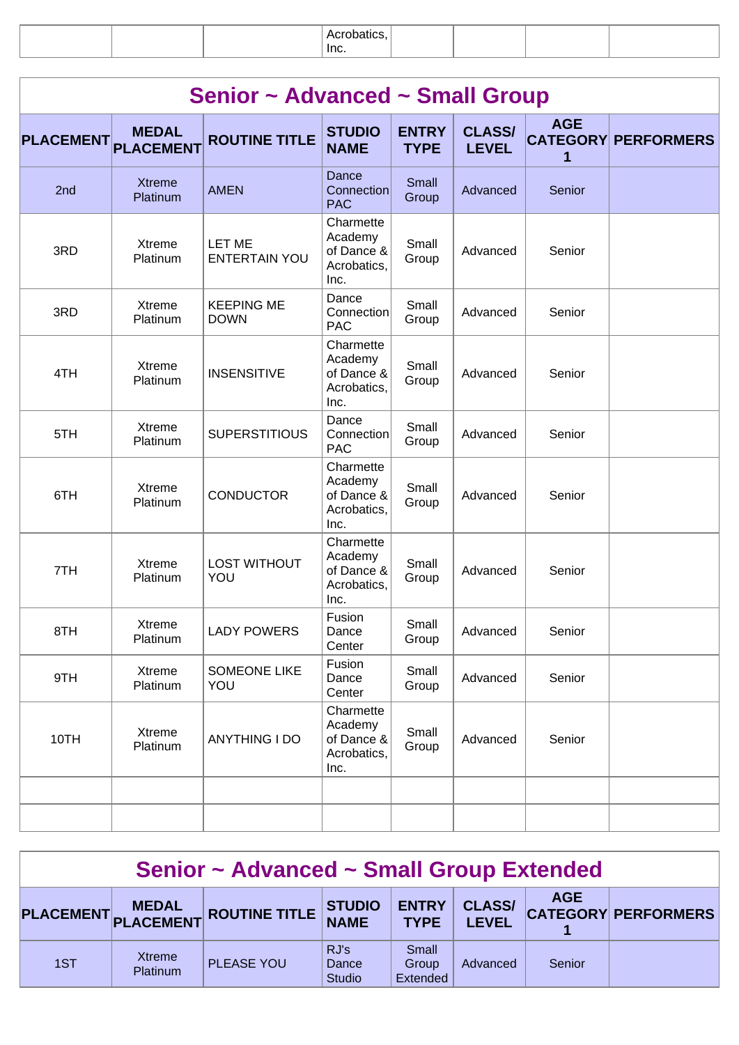| | | | | | | | |
|---|---|---|---|---|---|---|---|
| | | | Acrobatics, Inc. | | | | |

## Senior ~ Advanced ~ Small Group

| PLACEMENT | MEDAL PLACEMENT | ROUTINE TITLE | STUDIO NAME | ENTRY TYPE | CLASS/ LEVEL | AGE CATEGORY 1 | PERFORMERS |
|---|---|---|---|---|---|---|---|
| 2nd | Xtreme Platinum | AMEN | Dance Connection PAC | Small Group | Advanced | Senior | |
| 3RD | Xtreme Platinum | LET ME ENTERTAIN YOU | Charmette Academy of Dance & Acrobatics, Inc. | Small Group | Advanced | Senior | |
| 3RD | Xtreme Platinum | KEEPING ME DOWN | Dance Connection PAC | Small Group | Advanced | Senior | |
| 4TH | Xtreme Platinum | INSENSITIVE | Charmette Academy of Dance & Acrobatics, Inc. | Small Group | Advanced | Senior | |
| 5TH | Xtreme Platinum | SUPERSTITIOUS | Dance Connection PAC | Small Group | Advanced | Senior | |
| 6TH | Xtreme Platinum | CONDUCTOR | Charmette Academy of Dance & Acrobatics, Inc. | Small Group | Advanced | Senior | |
| 7TH | Xtreme Platinum | LOST WITHOUT YOU | Charmette Academy of Dance & Acrobatics, Inc. | Small Group | Advanced | Senior | |
| 8TH | Xtreme Platinum | LADY POWERS | Fusion Dance Center | Small Group | Advanced | Senior | |
| 9TH | Xtreme Platinum | SOMEONE LIKE YOU | Fusion Dance Center | Small Group | Advanced | Senior | |
| 10TH | Xtreme Platinum | ANYTHING I DO | Charmette Academy of Dance & Acrobatics, Inc. | Small Group | Advanced | Senior | |
| | | | | | | | |
| | | | | | | | |

## Senior ~ Advanced ~ Small Group Extended

| PLACEMENT | MEDAL PLACEMENT | ROUTINE TITLE | STUDIO NAME | ENTRY TYPE | CLASS/ LEVEL | AGE CATEGORY 1 | PERFORMERS |
|---|---|---|---|---|---|---|---|
| 1ST | Xtreme Platinum | PLEASE YOU | RJ's Dance Studio | Small Group Extended | Advanced | Senior | |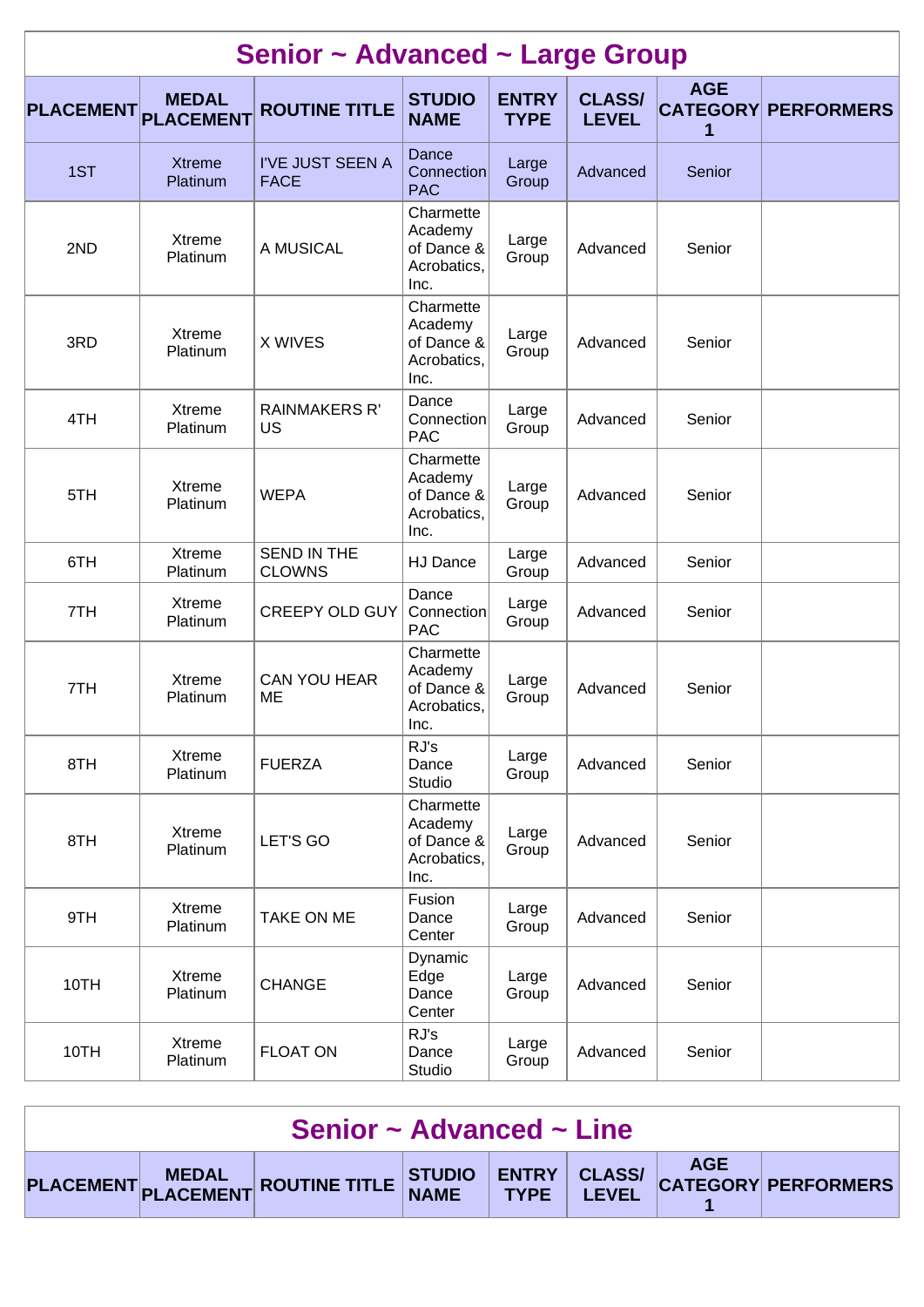## Senior ~ Advanced ~ Large Group

| PLACEMENT | MEDAL PLACEMENT | ROUTINE TITLE | STUDIO NAME | ENTRY TYPE | CLASS/ LEVEL | AGE CATEGORY 1 | PERFORMERS |
|---|---|---|---|---|---|---|---|
| 1ST | Xtreme Platinum | I'VE JUST SEEN A FACE | Dance Connection PAC | Large Group | Advanced | Senior | |
| 2ND | Xtreme Platinum | A MUSICAL | Charmette Academy of Dance & Acrobatics, Inc. | Large Group | Advanced | Senior | |
| 3RD | Xtreme Platinum | X WIVES | Charmette Academy of Dance & Acrobatics, Inc. | Large Group | Advanced | Senior | |
| 4TH | Xtreme Platinum | RAINMAKERS R' US | Dance Connection PAC | Large Group | Advanced | Senior | |
| 5TH | Xtreme Platinum | WEPA | Charmette Academy of Dance & Acrobatics, Inc. | Large Group | Advanced | Senior | |
| 6TH | Xtreme Platinum | SEND IN THE CLOWNS | HJ Dance | Large Group | Advanced | Senior | |
| 7TH | Xtreme Platinum | CREEPY OLD GUY | Dance Connection PAC | Large Group | Advanced | Senior | |
| 7TH | Xtreme Platinum | CAN YOU HEAR ME | Charmette Academy of Dance & Acrobatics, Inc. | Large Group | Advanced | Senior | |
| 8TH | Xtreme Platinum | FUERZA | RJ's Dance Studio | Large Group | Advanced | Senior | |
| 8TH | Xtreme Platinum | LET'S GO | Charmette Academy of Dance & Acrobatics, Inc. | Large Group | Advanced | Senior | |
| 9TH | Xtreme Platinum | TAKE ON ME | Fusion Dance Center | Large Group | Advanced | Senior | |
| 10TH | Xtreme Platinum | CHANGE | Dynamic Edge Dance Center | Large Group | Advanced | Senior | |
| 10TH | Xtreme Platinum | FLOAT ON | RJ's Dance Studio | Large Group | Advanced | Senior | |

## Senior ~ Advanced ~ Line

| PLACEMENT | MEDAL PLACEMENT | ROUTINE TITLE | STUDIO NAME | ENTRY TYPE | CLASS/ LEVEL | AGE CATEGORY 1 | PERFORMERS |
|---|---|---|---|---|---|---|---|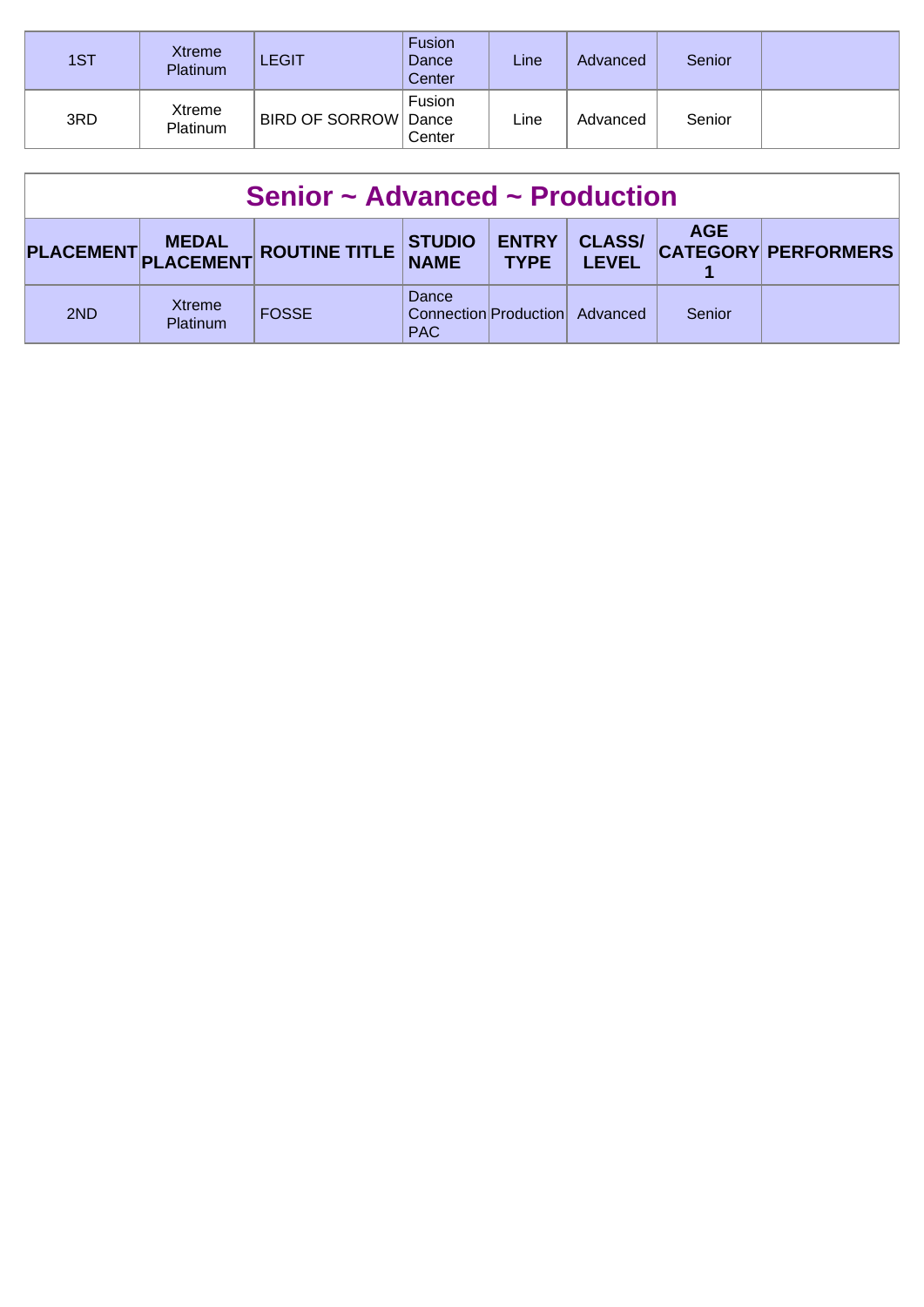| | | | | | | | |
|---|---|---|---|---|---|---|---|
| 1ST | Xtreme Platinum | LEGIT | Fusion Dance Center | Line | Advanced | Senior | |
| 3RD | Xtreme Platinum | BIRD OF SORROW | Fusion Dance Center | Line | Advanced | Senior | |

## Senior ~ Advanced ~ Production

| PLACEMENT | MEDAL PLACEMENT | ROUTINE TITLE | STUDIO NAME | ENTRY TYPE | CLASS/ LEVEL | AGE CATEGORY 1 | PERFORMERS |
|---|---|---|---|---|---|---|---|
| 2ND | Xtreme Platinum | FOSSE | Dance Connection PAC | Production | Advanced | Senior | |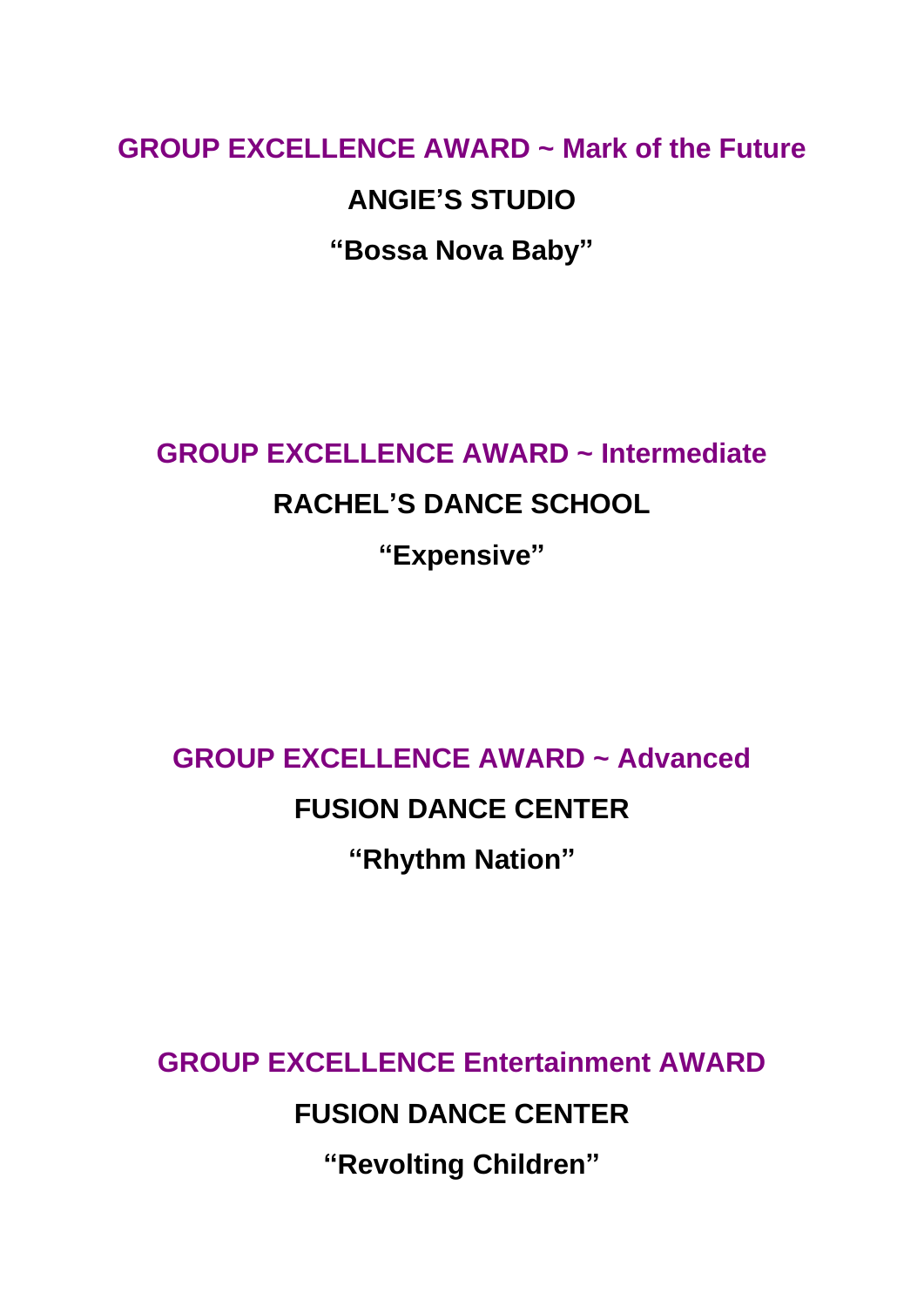## GROUP EXCELLENCE AWARD ~ Mark of the Future

**ANGIE'S STUDIO**

**"Bossa Nova Baby"**

## GROUP EXCELLENCE AWARD ~ Intermediate

**RACHEL'S DANCE SCHOOL**

**"Expensive"**

## GROUP EXCELLENCE AWARD ~ Advanced

**FUSION DANCE CENTER**

**"Rhythm Nation"**

## GROUP EXCELLENCE Entertainment AWARD

**FUSION DANCE CENTER**

**"Revolting Children"**